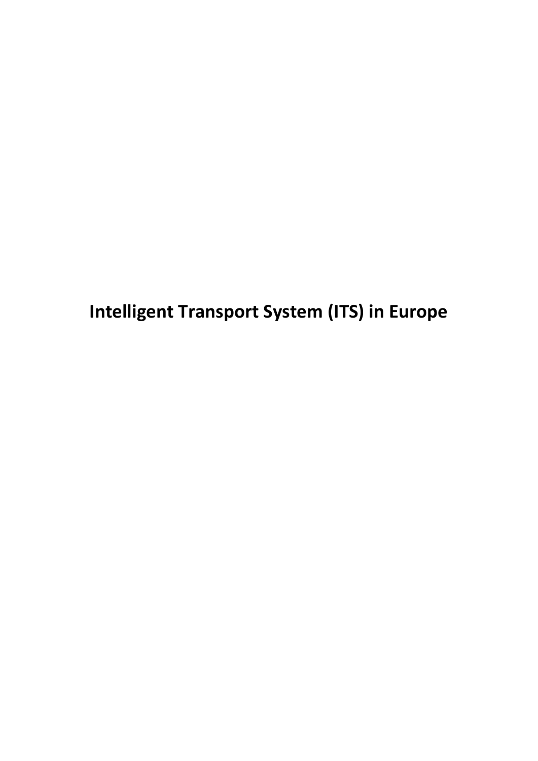# Intelligent Transport System (ITS) in Europe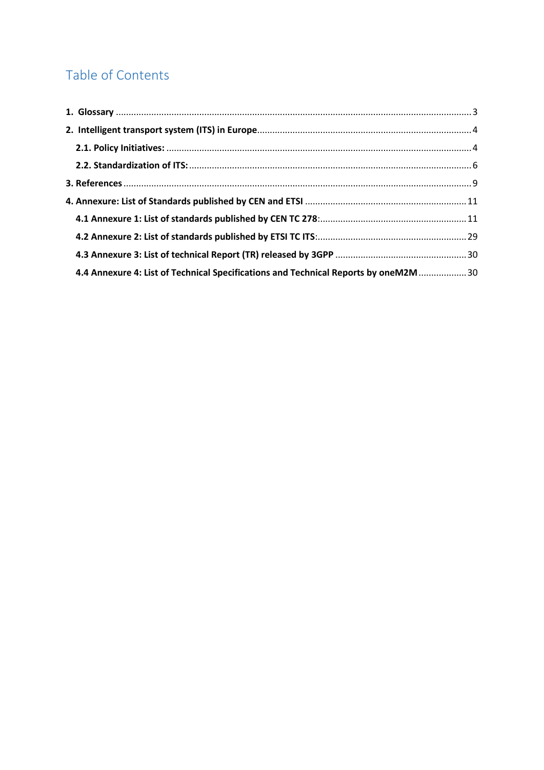# Table of Contents

**1. Glossary** ........ 3

**2. Intelligent transport system (ITS) in Europe** ........ 4

- **2.1. Policy Initiatives:** ........ 4
- **2.2. Standardization of ITS:** ........ 6

**3. References** ........ 9

**4. Annexure: List of Standards published by CEN and ETSI** ........ 11

- **4.1 Annexure 1: List of standards published by CEN TC 278**: ........ 11
- **4.2 Annexure 2: List of standards published by ETSI TC ITS**: ........ 29
- **4.3 Annexure 3: List of technical Report (TR) released by 3GPP** ........ 30
- **4.4 Annexure 4: List of Technical Specifications and Technical Reports by oneM2M** ........ 30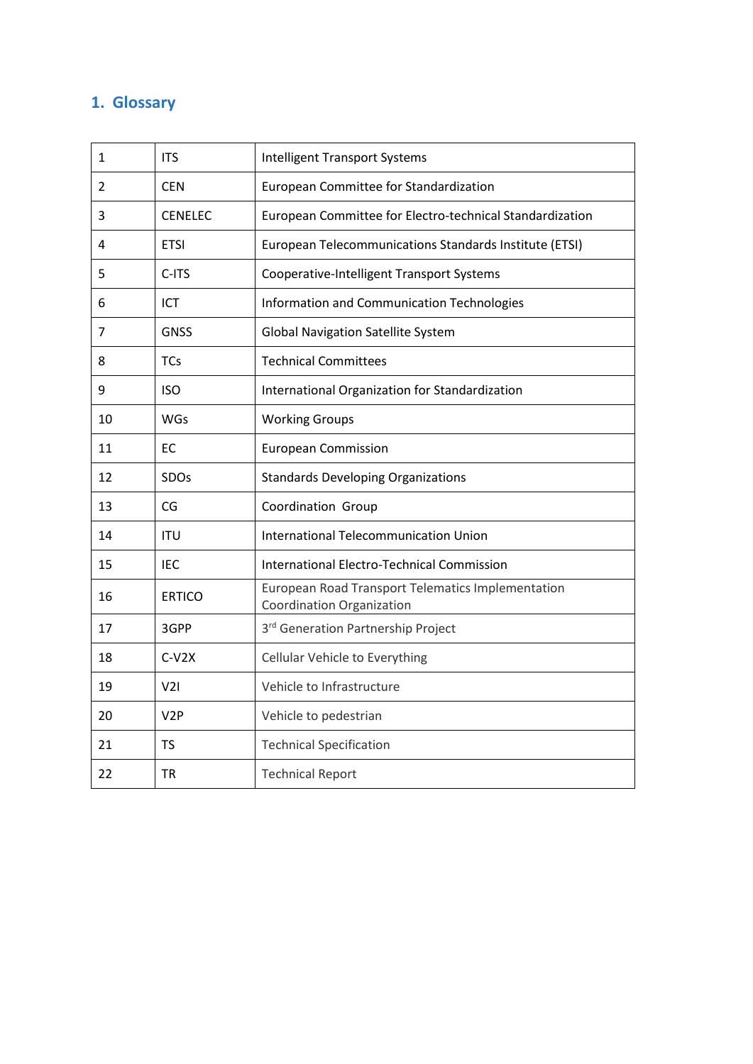# 1. Glossary

| | | |
|---|---|---|
| 1 | ITS | Intelligent Transport Systems |
| 2 | CEN | European Committee for Standardization |
| 3 | CENELEC | European Committee for Electro-technical Standardization |
| 4 | ETSI | European Telecommunications Standards Institute (ETSI) |
| 5 | C-ITS | Cooperative-Intelligent Transport Systems |
| 6 | ICT | Information and Communication Technologies |
| 7 | GNSS | Global Navigation Satellite System |
| 8 | TCs | Technical Committees |
| 9 | ISO | International Organization for Standardization |
| 10 | WGs | Working Groups |
| 11 | EC | European Commission |
| 12 | SDOs | Standards Developing Organizations |
| 13 | CG | Coordination Group |
| 14 | ITU | International Telecommunication Union |
| 15 | IEC | International Electro-Technical Commission |
| 16 | ERTICO | European Road Transport Telematics Implementation Coordination Organization |
| 17 | 3GPP | 3rd Generation Partnership Project |
| 18 | C-V2X | Cellular Vehicle to Everything |
| 19 | V2I | Vehicle to Infrastructure |
| 20 | V2P | Vehicle to pedestrian |
| 21 | TS | Technical Specification |
| 22 | TR | Technical Report |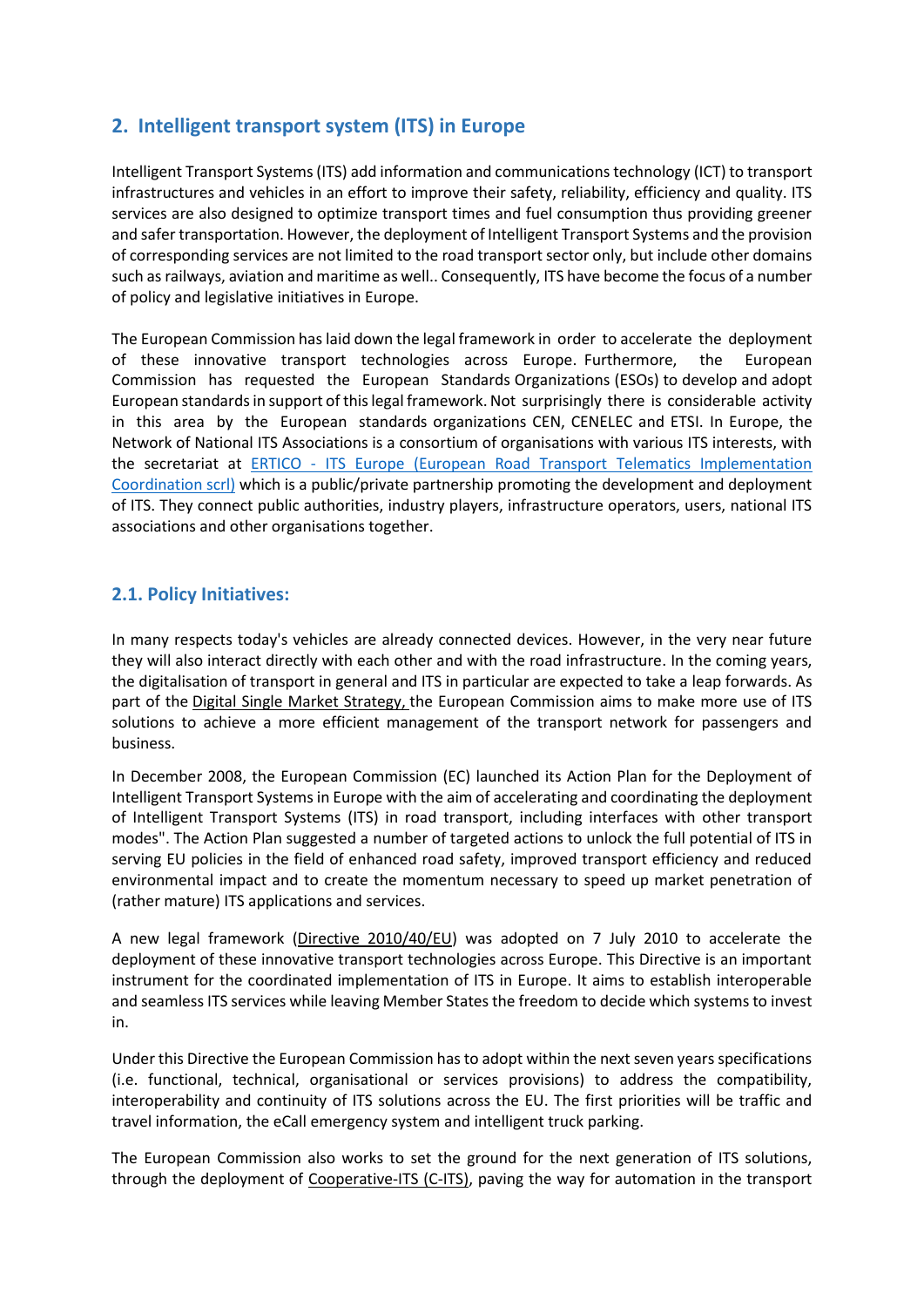## 2. Intelligent transport system (ITS) in Europe

Intelligent Transport Systems (ITS) add information and communications technology (ICT) to transport infrastructures and vehicles in an effort to improve their safety, reliability, efficiency and quality. ITS services are also designed to optimize transport times and fuel consumption thus providing greener and safer transportation. However, the deployment of Intelligent Transport Systems and the provision of corresponding services are not limited to the road transport sector only, but include other domains such as railways, aviation and maritime as well.. Consequently, ITS have become the focus of a number of policy and legislative initiatives in Europe.

The European Commission has laid down the legal framework in order to accelerate the deployment of these innovative transport technologies across Europe. Furthermore, the European Commission has requested the European Standards Organizations (ESOs) to develop and adopt European standards in support of this legal framework. Not surprisingly there is considerable activity in this area by the European standards organizations CEN, CENELEC and ETSI. In Europe, the Network of National ITS Associations is a consortium of organisations with various ITS interests, with the secretariat at ERTICO - ITS Europe (European Road Transport Telematics Implementation Coordination scrl) which is a public/private partnership promoting the development and deployment of ITS. They connect public authorities, industry players, infrastructure operators, users, national ITS associations and other organisations together.

### 2.1. Policy Initiatives:

In many respects today's vehicles are already connected devices. However, in the very near future they will also interact directly with each other and with the road infrastructure. In the coming years, the digitalisation of transport in general and ITS in particular are expected to take a leap forwards. As part of the Digital Single Market Strategy, the European Commission aims to make more use of ITS solutions to achieve a more efficient management of the transport network for passengers and business.

In December 2008, the European Commission (EC) launched its Action Plan for the Deployment of Intelligent Transport Systems in Europe with the aim of accelerating and coordinating the deployment of Intelligent Transport Systems (ITS) in road transport, including interfaces with other transport modes". The Action Plan suggested a number of targeted actions to unlock the full potential of ITS in serving EU policies in the field of enhanced road safety, improved transport efficiency and reduced environmental impact and to create the momentum necessary to speed up market penetration of (rather mature) ITS applications and services.

A new legal framework (Directive 2010/40/EU) was adopted on 7 July 2010 to accelerate the deployment of these innovative transport technologies across Europe. This Directive is an important instrument for the coordinated implementation of ITS in Europe. It aims to establish interoperable and seamless ITS services while leaving Member States the freedom to decide which systems to invest in.

Under this Directive the European Commission has to adopt within the next seven years specifications (i.e. functional, technical, organisational or services provisions) to address the compatibility, interoperability and continuity of ITS solutions across the EU. The first priorities will be traffic and travel information, the eCall emergency system and intelligent truck parking.

The European Commission also works to set the ground for the next generation of ITS solutions, through the deployment of Cooperative-ITS (C-ITS), paving the way for automation in the transport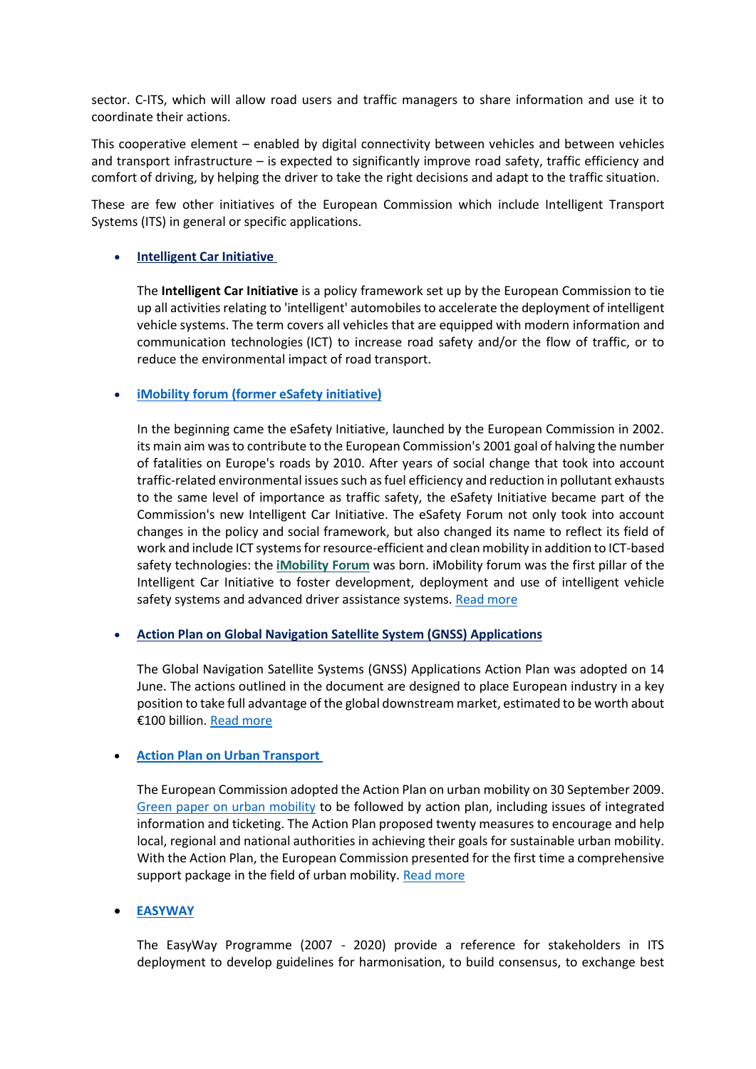sector. C-ITS, which will allow road users and traffic managers to share information and use it to coordinate their actions.

This cooperative element – enabled by digital connectivity between vehicles and between vehicles and transport infrastructure – is expected to significantly improve road safety, traffic efficiency and comfort of driving, by helping the driver to take the right decisions and adapt to the traffic situation.

These are few other initiatives of the European Commission which include Intelligent Transport Systems (ITS) in general or specific applications.

- **Intelligent Car Initiative**

  The **Intelligent Car Initiative** is a policy framework set up by the European Commission to tie up all activities relating to 'intelligent' automobiles to accelerate the deployment of intelligent vehicle systems. The term covers all vehicles that are equipped with modern information and communication technologies (ICT) to increase road safety and/or the flow of traffic, or to reduce the environmental impact of road transport.

- **iMobility forum (former eSafety initiative)**

  In the beginning came the eSafety Initiative, launched by the European Commission in 2002. its main aim was to contribute to the European Commission's 2001 goal of halving the number of fatalities on Europe's roads by 2010. After years of social change that took into account traffic-related environmental issues such as fuel efficiency and reduction in pollutant exhausts to the same level of importance as traffic safety, the eSafety Initiative became part of the Commission's new Intelligent Car Initiative. The eSafety Forum not only took into account changes in the policy and social framework, but also changed its name to reflect its field of work and include ICT systems for resource-efficient and clean mobility in addition to ICT-based safety technologies: the **iMobility Forum** was born. iMobility forum was the first pillar of the Intelligent Car Initiative to foster development, deployment and use of intelligent vehicle safety systems and advanced driver assistance systems. Read more

- **Action Plan on Global Navigation Satellite System (GNSS) Applications**

  The Global Navigation Satellite Systems (GNSS) Applications Action Plan was adopted on 14 June. The actions outlined in the document are designed to place European industry in a key position to take full advantage of the global downstream market, estimated to be worth about €100 billion. Read more

- **Action Plan on Urban Transport**

  The European Commission adopted the Action Plan on urban mobility on 30 September 2009. Green paper on urban mobility to be followed by action plan, including issues of integrated information and ticketing. The Action Plan proposed twenty measures to encourage and help local, regional and national authorities in achieving their goals for sustainable urban mobility. With the Action Plan, the European Commission presented for the first time a comprehensive support package in the field of urban mobility. Read more

- **EASYWAY**

  The EasyWay Programme (2007 - 2020) provide a reference for stakeholders in ITS deployment to develop guidelines for harmonisation, to build consensus, to exchange best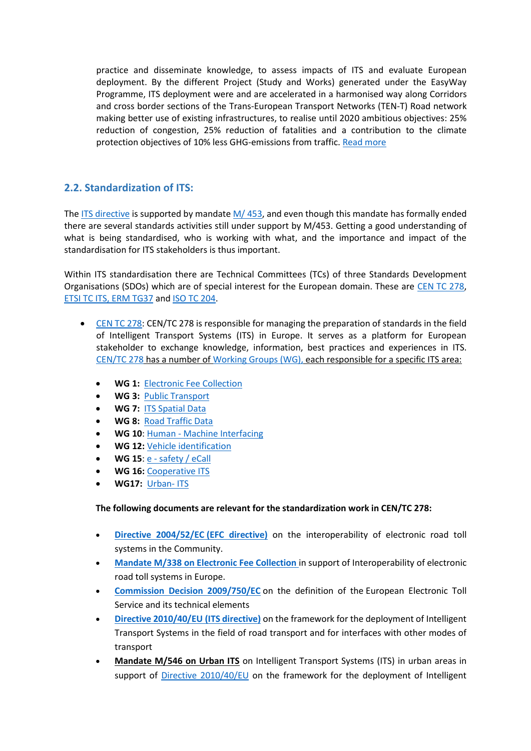practice and disseminate knowledge, to assess impacts of ITS and evaluate European deployment. By the different Project (Study and Works) generated under the EasyWay Programme, ITS deployment were and are accelerated in a harmonised way along Corridors and cross border sections of the Trans-European Transport Networks (TEN-T) Road network making better use of existing infrastructures, to realise until 2020 ambitious objectives: 25% reduction of congestion, 25% reduction of fatalities and a contribution to the climate protection objectives of 10% less GHG-emissions from traffic. Read more

## 2.2. Standardization of ITS:

The ITS directive is supported by mandate M/ 453, and even though this mandate has formally ended there are several standards activities still under support by M/453. Getting a good understanding of what is being standardised, who is working with what, and the importance and impact of the standardisation for ITS stakeholders is thus important.

Within ITS standardisation there are Technical Committees (TCs) of three Standards Development Organisations (SDOs) which are of special interest for the European domain. These are CEN TC 278, ETSI TC ITS, ERM TG37 and ISO TC 204.

- CEN TC 278: CEN/TC 278 is responsible for managing the preparation of standards in the field of Intelligent Transport Systems (ITS) in Europe. It serves as a platform for European stakeholder to exchange knowledge, information, best practices and experiences in ITS. CEN/TC 278 has a number of Working Groups (WG), each responsible for a specific ITS area:
  - **WG 1:** Electronic Fee Collection
  - **WG 3:** Public Transport
  - **WG 7:** ITS Spatial Data
  - **WG 8:** Road Traffic Data
  - **WG 10**: Human - Machine Interfacing
  - **WG 12:** Vehicle identification
  - **WG 15**: e - safety / eCall
  - **WG 16:** Cooperative ITS
  - **WG17:** Urban- ITS

  **The following documents are relevant for the standardization work in CEN/TC 278:**

  - **Directive 2004/52/EC (EFC directive)** on the interoperability of electronic road toll systems in the Community.
  - **Mandate M/338 on Electronic Fee Collection** in support of Interoperability of electronic road toll systems in Europe.
  - **Commission Decision 2009/750/EC** on the definition of the European Electronic Toll Service and its technical elements
  - **Directive 2010/40/EU (ITS directive)** on the framework for the deployment of Intelligent Transport Systems in the field of road transport and for interfaces with other modes of transport
  - **Mandate M/546 on Urban ITS** on Intelligent Transport Systems (ITS) in urban areas in support of Directive 2010/40/EU on the framework for the deployment of Intelligent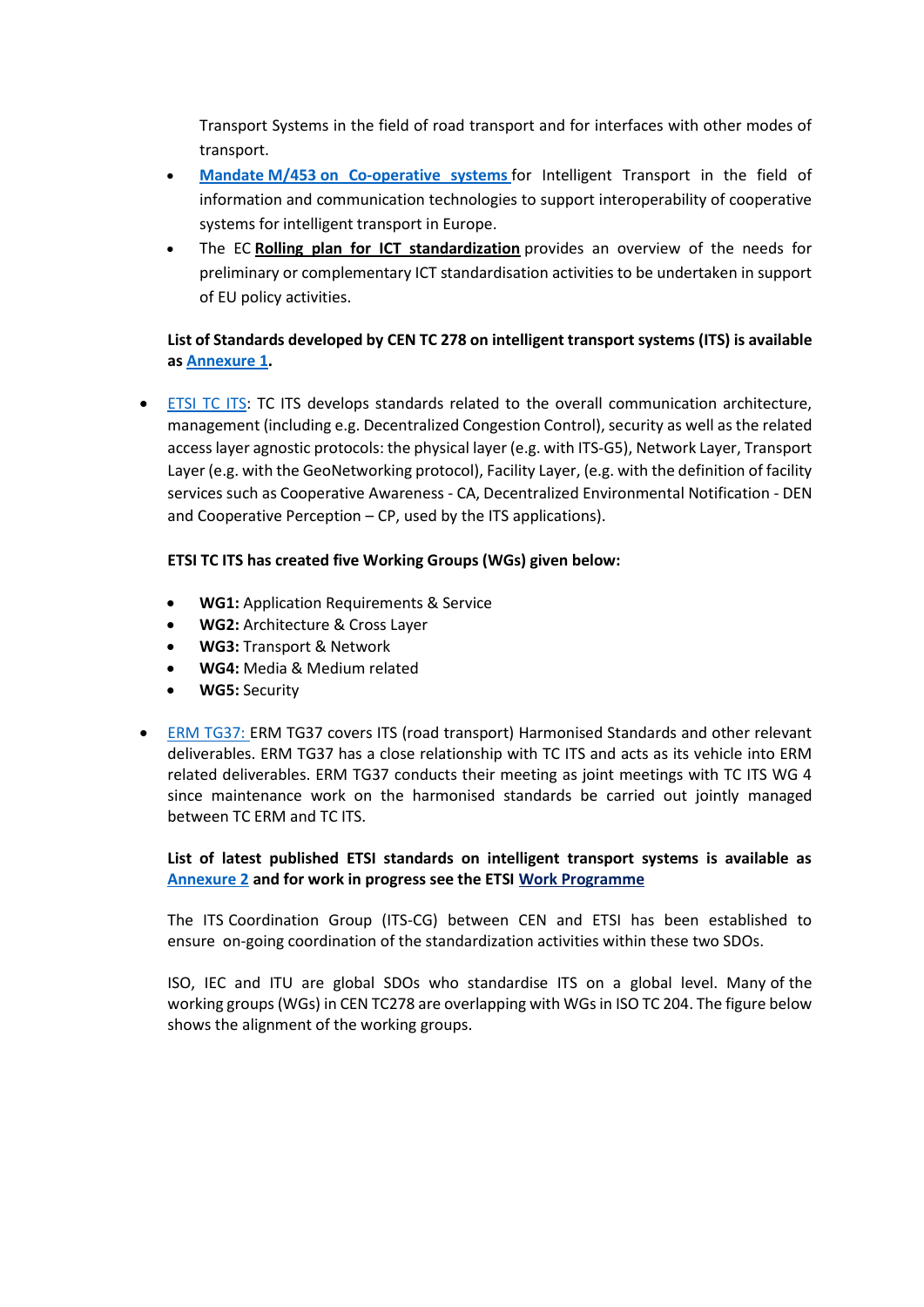Transport Systems in the field of road transport and for interfaces with other modes of transport.
- **Mandate M/453 on Co-operative systems** for Intelligent Transport in the field of information and communication technologies to support interoperability of cooperative systems for intelligent transport in Europe.
- The EC **Rolling plan for ICT standardization** provides an overview of the needs for preliminary or complementary ICT standardisation activities to be undertaken in support of EU policy activities.

**List of Standards developed by CEN TC 278 on intelligent transport systems (ITS) is available as Annexure 1.**

- ETSI TC ITS: TC ITS develops standards related to the overall communication architecture, management (including e.g. Decentralized Congestion Control), security as well as the related access layer agnostic protocols: the physical layer (e.g. with ITS-G5), Network Layer, Transport Layer (e.g. with the GeoNetworking protocol), Facility Layer, (e.g. with the definition of facility services such as Cooperative Awareness - CA, Decentralized Environmental Notification - DEN and Cooperative Perception – CP, used by the ITS applications).

  **ETSI TC ITS has created five Working Groups (WGs) given below:**

  - **WG1:** Application Requirements & Service
  - **WG2:** Architecture & Cross Layer
  - **WG3:** Transport & Network
  - **WG4:** Media & Medium related
  - **WG5:** Security

- ERM TG37: ERM TG37 covers ITS (road transport) Harmonised Standards and other relevant deliverables. ERM TG37 has a close relationship with TC ITS and acts as its vehicle into ERM related deliverables. ERM TG37 conducts their meeting as joint meetings with TC ITS WG 4 since maintenance work on the harmonised standards be carried out jointly managed between TC ERM and TC ITS.

  **List of latest published ETSI standards on intelligent transport systems is available as Annexure 2 and for work in progress see the ETSI Work Programme**

  The ITS Coordination Group (ITS-CG) between CEN and ETSI has been established to ensure on-going coordination of the standardization activities within these two SDOs.

  ISO, IEC and ITU are global SDOs who standardise ITS on a global level. Many of the working groups (WGs) in CEN TC278 are overlapping with WGs in ISO TC 204. The figure below shows the alignment of the working groups.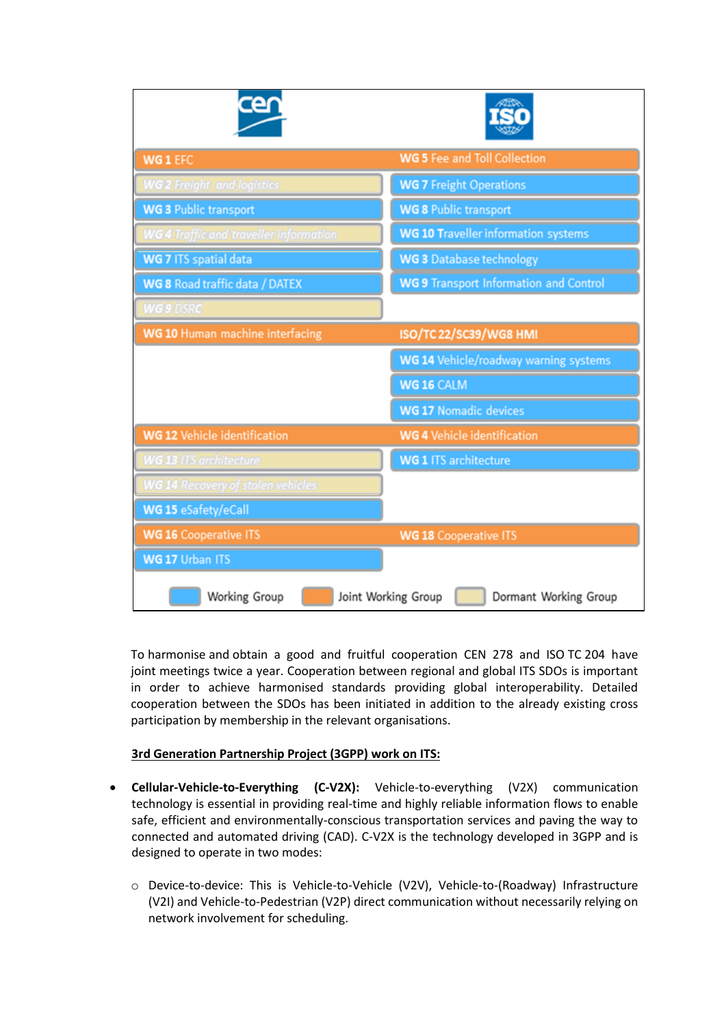| CEN | ISO |
| --- | --- |
| WG 1 EFC | WG 5 Fee and Toll Collection |
| WG 2 Freight and logistics | WG 7 Freight Operations |
| WG 3 Public transport | WG 8 Public transport |
| WG 4 Traffic and traveller information | WG 10 Traveller information systems |
| WG 7 ITS spatial data | WG 3 Database technology |
| WG 8 Road traffic data / DATEX | WG 9 Transport Information and Control |
| WG 9 DSRC | |
| WG 10 Human machine interfacing | ISO/TC 22/SC39/WG8 HMI |
| | WG 14 Vehicle/roadway warning systems |
| | WG 16 CALM |
| | WG 17 Nomadic devices |
| WG 12 Vehicle identification | WG 4 Vehicle identification |
| WG 13 ITS architecture | WG 1 ITS architecture |
| WG 14 Recovery of stolen vehicles | |
| WG 15 eSafety/eCall | |
| WG 16 Cooperative ITS | WG 18 Cooperative ITS |
| WG 17 Urban ITS | |

Working Group | Joint Working Group | Dormant Working Group

To harmonise and obtain a good and fruitful cooperation CEN 278 and ISO TC 204 have joint meetings twice a year. Cooperation between regional and global ITS SDOs is important in order to achieve harmonised standards providing global interoperability. Detailed cooperation between the SDOs has been initiated in addition to the already existing cross participation by membership in the relevant organisations.

**3rd Generation Partnership Project (3GPP) work on ITS:**

- **Cellular-Vehicle-to-Everything (C-V2X):** Vehicle-to-everything (V2X) communication technology is essential in providing real-time and highly reliable information flows to enable safe, efficient and environmentally-conscious transportation services and paving the way to connected and automated driving (CAD). C-V2X is the technology developed in 3GPP and is designed to operate in two modes:
  - Device-to-device: This is Vehicle-to-Vehicle (V2V), Vehicle-to-(Roadway) Infrastructure (V2I) and Vehicle-to-Pedestrian (V2P) direct communication without necessarily relying on network involvement for scheduling.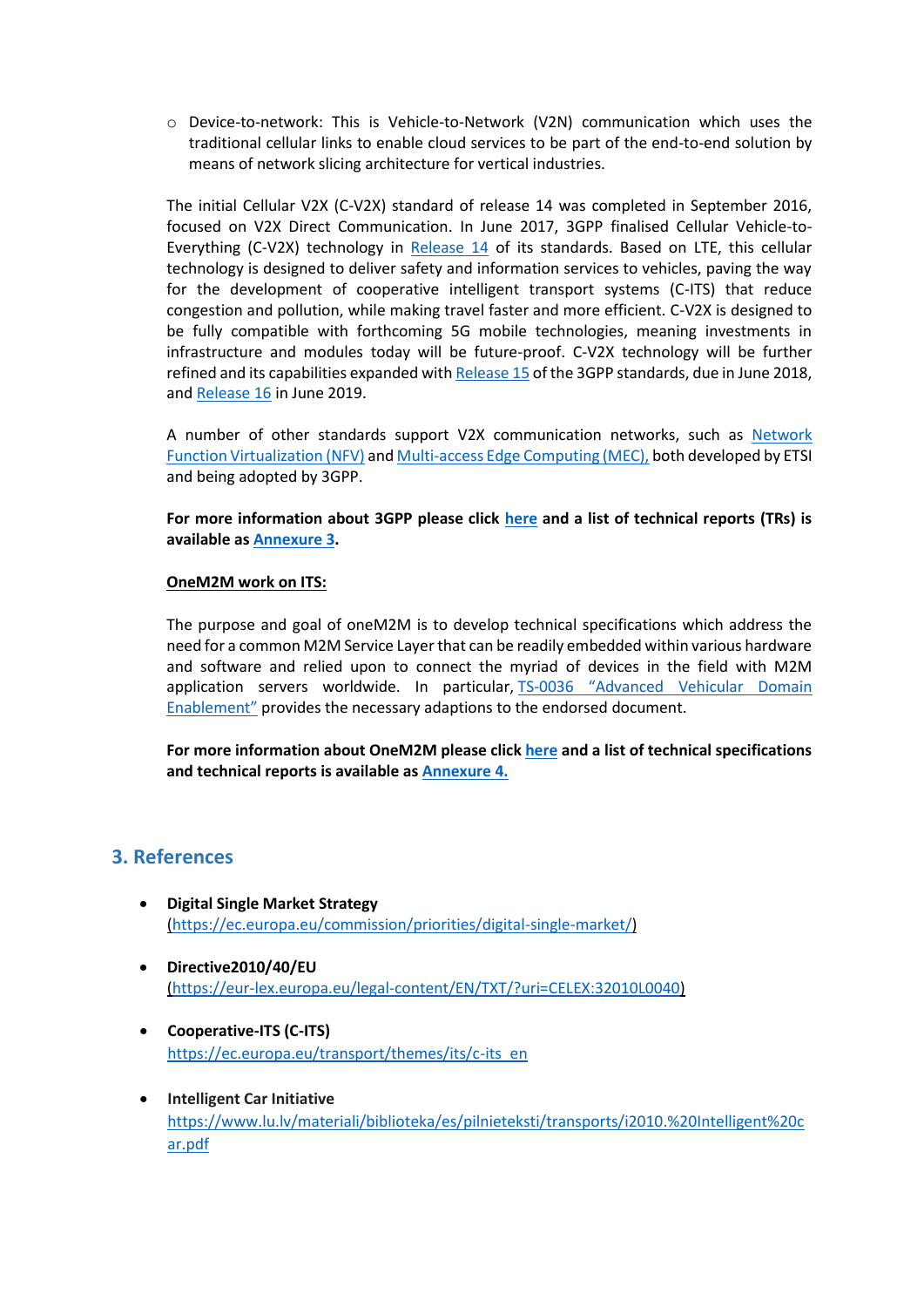- Device-to-network: This is Vehicle-to-Network (V2N) communication which uses the traditional cellular links to enable cloud services to be part of the end-to-end solution by means of network slicing architecture for vertical industries.

The initial Cellular V2X (C-V2X) standard of release 14 was completed in September 2016, focused on V2X Direct Communication. In June 2017, 3GPP finalised Cellular Vehicle-to-Everything (C-V2X) technology in Release 14 of its standards. Based on LTE, this cellular technology is designed to deliver safety and information services to vehicles, paving the way for the development of cooperative intelligent transport systems (C-ITS) that reduce congestion and pollution, while making travel faster and more efficient. C-V2X is designed to be fully compatible with forthcoming 5G mobile technologies, meaning investments in infrastructure and modules today will be future-proof. C-V2X technology will be further refined and its capabilities expanded with Release 15 of the 3GPP standards, due in June 2018, and Release 16 in June 2019.

A number of other standards support V2X communication networks, such as Network Function Virtualization (NFV) and Multi-access Edge Computing (MEC), both developed by ETSI and being adopted by 3GPP.

**For more information about 3GPP please click here and a list of technical reports (TRs) is available as Annexure 3.**

**OneM2M work on ITS:**

The purpose and goal of oneM2M is to develop technical specifications which address the need for a common M2M Service Layer that can be readily embedded within various hardware and software and relied upon to connect the myriad of devices in the field with M2M application servers worldwide. In particular, TS-0036 "Advanced Vehicular Domain Enablement" provides the necessary adaptions to the endorsed document.

**For more information about OneM2M please click here and a list of technical specifications and technical reports is available as Annexure 4.**

## 3. References

- **Digital Single Market Strategy**
  (https://ec.europa.eu/commission/priorities/digital-single-market/)

- **Directive2010/40/EU**
  (https://eur-lex.europa.eu/legal-content/EN/TXT/?uri=CELEX:32010L0040)

- **Cooperative-ITS (C-ITS)**
  https://ec.europa.eu/transport/themes/its/c-its_en

- **Intelligent Car Initiative**
  https://www.lu.lv/materiali/biblioteka/es/pilnieteksti/transports/i2010.%20Intelligent%20car.pdf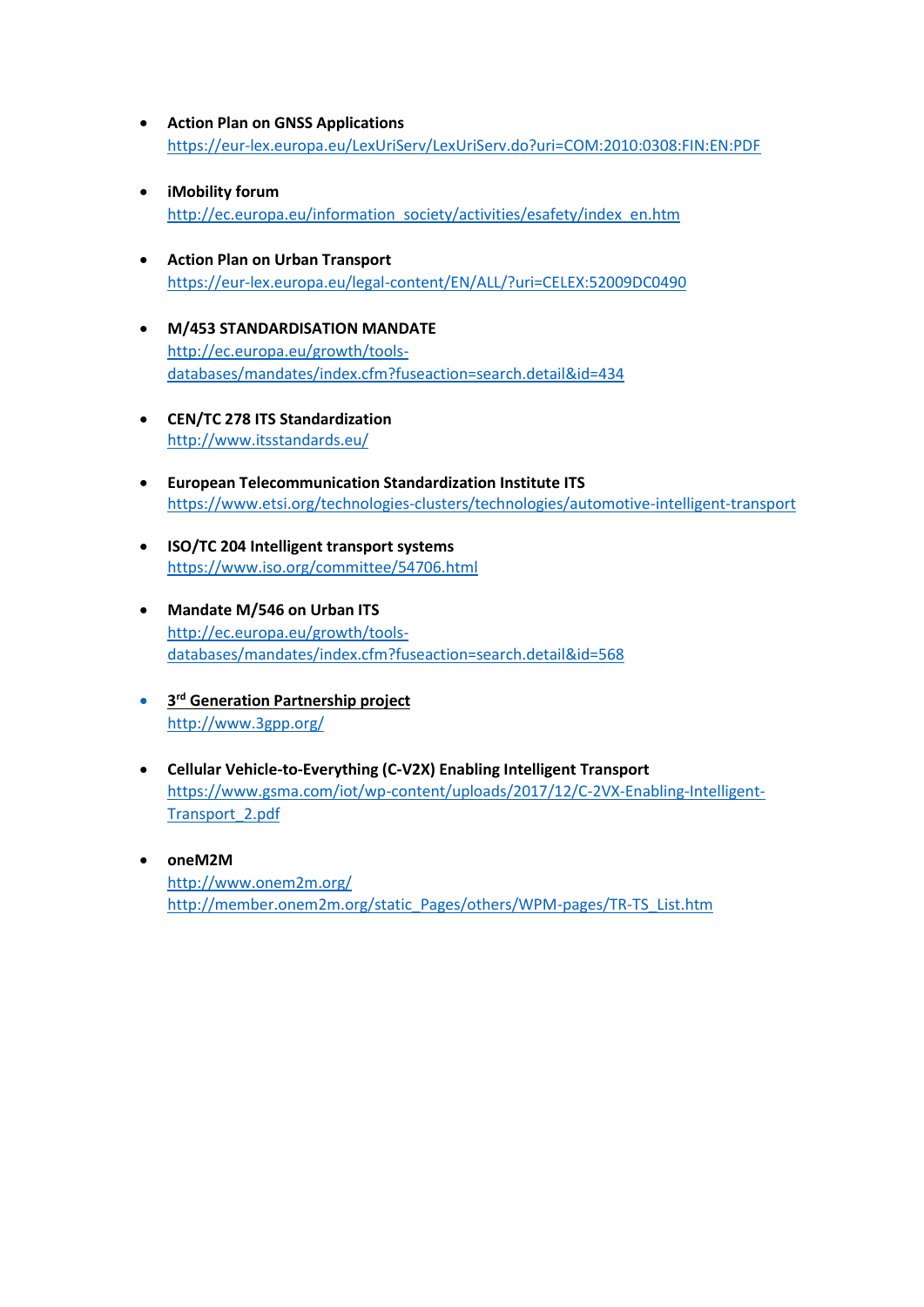- **Action Plan on GNSS Applications**
  https://eur-lex.europa.eu/LexUriServ/LexUriServ.do?uri=COM:2010:0308:FIN:EN:PDF

- **iMobility forum**
  http://ec.europa.eu/information_society/activities/esafety/index_en.htm

- **Action Plan on Urban Transport**
  https://eur-lex.europa.eu/legal-content/EN/ALL/?uri=CELEX:52009DC0490

- **M/453 STANDARDISATION MANDATE**
  http://ec.europa.eu/growth/tools-databases/mandates/index.cfm?fuseaction=search.detail&id=434

- **CEN/TC 278 ITS Standardization**
  http://www.itsstandards.eu/

- **European Telecommunication Standardization Institute ITS**
  https://www.etsi.org/technologies-clusters/technologies/automotive-intelligent-transport

- **ISO/TC 204 Intelligent transport systems**
  https://www.iso.org/committee/54706.html

- **Mandate M/546 on Urban ITS**
  http://ec.europa.eu/growth/tools-databases/mandates/index.cfm?fuseaction=search.detail&id=568

- **3rd Generation Partnership project**
  http://www.3gpp.org/

- **Cellular Vehicle-to-Everything (C-V2X) Enabling Intelligent Transport**
  https://www.gsma.com/iot/wp-content/uploads/2017/12/C-2VX-Enabling-Intelligent-Transport_2.pdf

- **oneM2M**
  http://www.onem2m.org/
  http://member.onem2m.org/static_Pages/others/WPM-pages/TR-TS_List.htm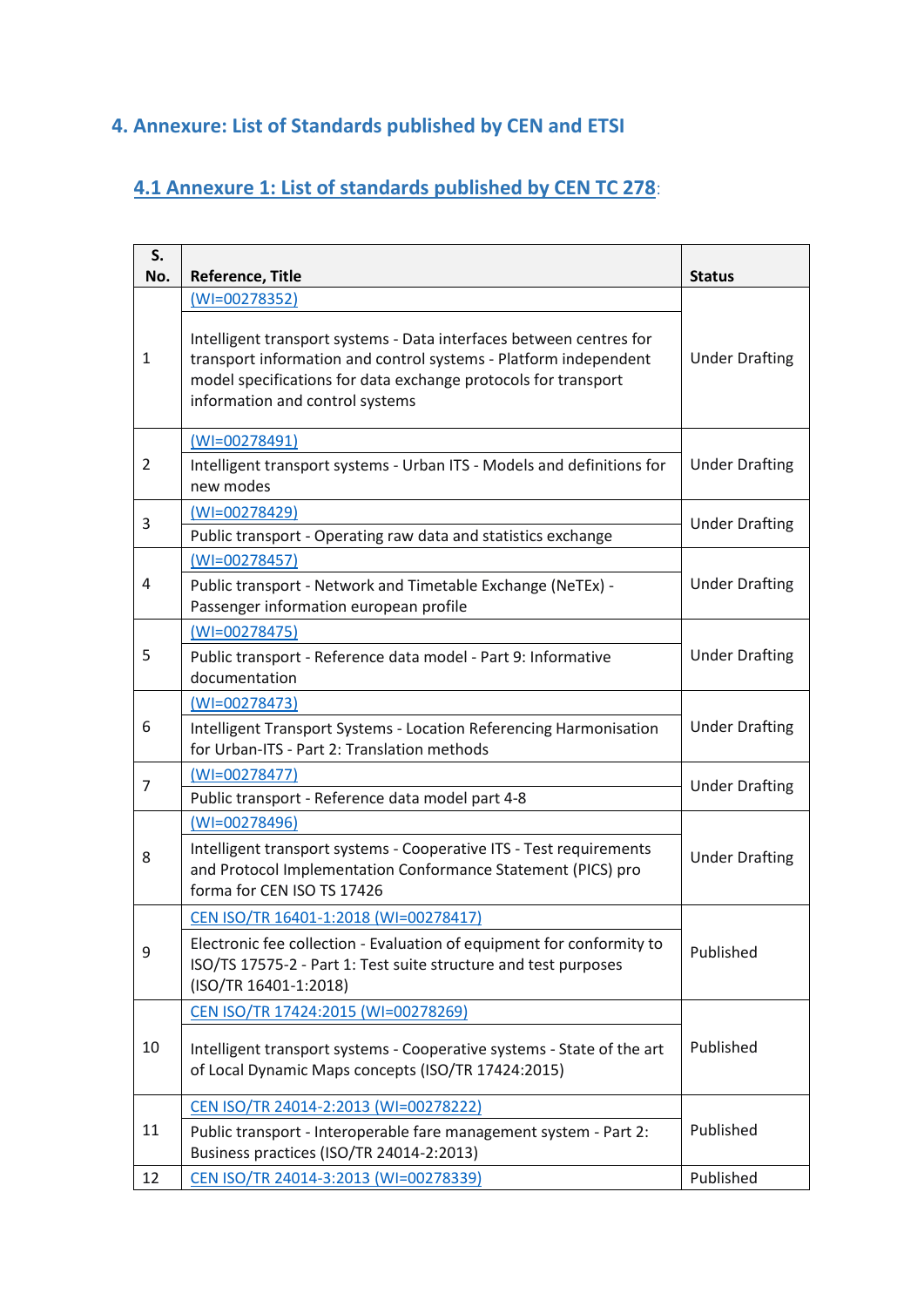## 4. Annexure: List of Standards published by CEN and ETSI

### 4.1 Annexure 1: List of standards published by CEN TC 278:

| S. No. | Reference, Title | Status |
|---|---|---|
| 1 | (WI=00278352)<br><br>Intelligent transport systems - Data interfaces between centres for transport information and control systems - Platform independent model specifications for data exchange protocols for transport information and control systems | Under Drafting |
| 2 | (WI=00278491)<br>Intelligent transport systems - Urban ITS - Models and definitions for new modes | Under Drafting |
| 3 | (WI=00278429)<br>Public transport - Operating raw data and statistics exchange | Under Drafting |
| 4 | (WI=00278457)<br>Public transport - Network and Timetable Exchange (NeTEx) - Passenger information european profile | Under Drafting |
| 5 | (WI=00278475)<br>Public transport - Reference data model - Part 9: Informative documentation | Under Drafting |
| 6 | (WI=00278473)<br>Intelligent Transport Systems - Location Referencing Harmonisation for Urban-ITS - Part 2: Translation methods | Under Drafting |
| 7 | (WI=00278477)<br>Public transport - Reference data model part 4-8 | Under Drafting |
| 8 | (WI=00278496)<br>Intelligent transport systems - Cooperative ITS - Test requirements and Protocol Implementation Conformance Statement (PICS) pro forma for CEN ISO TS 17426 | Under Drafting |
| 9 | CEN ISO/TR 16401-1:2018 (WI=00278417)<br>Electronic fee collection - Evaluation of equipment for conformity to ISO/TS 17575-2 - Part 1: Test suite structure and test purposes (ISO/TR 16401-1:2018) | Published |
| 10 | CEN ISO/TR 17424:2015 (WI=00278269)<br><br>Intelligent transport systems - Cooperative systems - State of the art of Local Dynamic Maps concepts (ISO/TR 17424:2015) | Published |
| 11 | CEN ISO/TR 24014-2:2013 (WI=00278222)<br>Public transport - Interoperable fare management system - Part 2: Business practices (ISO/TR 24014-2:2013) | Published |
| 12 | CEN ISO/TR 24014-3:2013 (WI=00278339) | Published |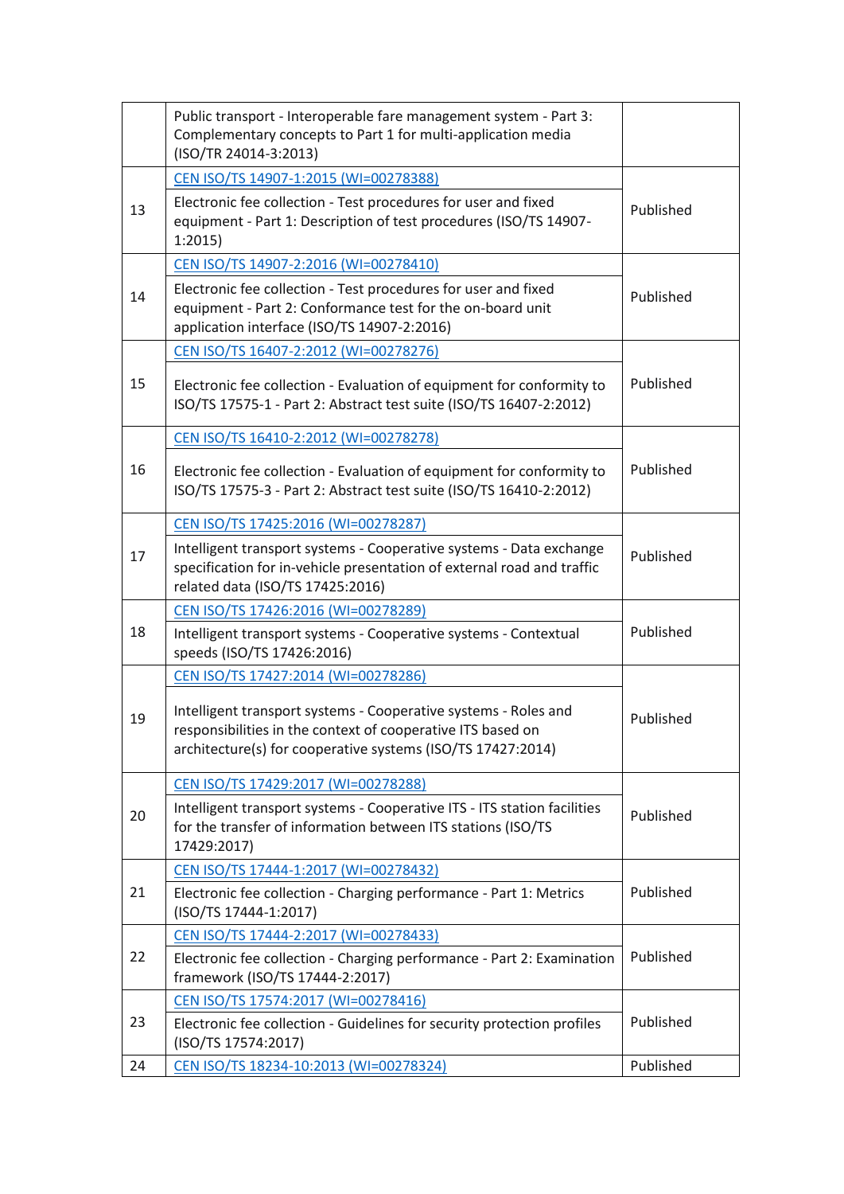| | | |
|---|---|---|
| | Public transport - Interoperable fare management system - Part 3: Complementary concepts to Part 1 for multi-application media (ISO/TR 24014-3:2013) | |
| 13 | CEN ISO/TS 14907-1:2015 (WI=00278388)<br>Electronic fee collection - Test procedures for user and fixed equipment - Part 1: Description of test procedures (ISO/TS 14907-1:2015) | Published |
| 14 | CEN ISO/TS 14907-2:2016 (WI=00278410)<br>Electronic fee collection - Test procedures for user and fixed equipment - Part 2: Conformance test for the on-board unit application interface (ISO/TS 14907-2:2016) | Published |
| 15 | CEN ISO/TS 16407-2:2012 (WI=00278276)<br>Electronic fee collection - Evaluation of equipment for conformity to ISO/TS 17575-1 - Part 2: Abstract test suite (ISO/TS 16407-2:2012) | Published |
| 16 | CEN ISO/TS 16410-2:2012 (WI=00278278)<br>Electronic fee collection - Evaluation of equipment for conformity to ISO/TS 17575-3 - Part 2: Abstract test suite (ISO/TS 16410-2:2012) | Published |
| 17 | CEN ISO/TS 17425:2016 (WI=00278287)<br>Intelligent transport systems - Cooperative systems - Data exchange specification for in-vehicle presentation of external road and traffic related data (ISO/TS 17425:2016) | Published |
| 18 | CEN ISO/TS 17426:2016 (WI=00278289)<br>Intelligent transport systems - Cooperative systems - Contextual speeds (ISO/TS 17426:2016) | Published |
| 19 | CEN ISO/TS 17427:2014 (WI=00278286)<br>Intelligent transport systems - Cooperative systems - Roles and responsibilities in the context of cooperative ITS based on architecture(s) for cooperative systems (ISO/TS 17427:2014) | Published |
| 20 | CEN ISO/TS 17429:2017 (WI=00278288)<br>Intelligent transport systems - Cooperative ITS - ITS station facilities for the transfer of information between ITS stations (ISO/TS 17429:2017) | Published |
| 21 | CEN ISO/TS 17444-1:2017 (WI=00278432)<br>Electronic fee collection - Charging performance - Part 1: Metrics (ISO/TS 17444-1:2017) | Published |
| 22 | CEN ISO/TS 17444-2:2017 (WI=00278433)<br>Electronic fee collection - Charging performance - Part 2: Examination framework (ISO/TS 17444-2:2017) | Published |
| 23 | CEN ISO/TS 17574:2017 (WI=00278416)<br>Electronic fee collection - Guidelines for security protection profiles (ISO/TS 17574:2017) | Published |
| 24 | CEN ISO/TS 18234-10:2013 (WI=00278324) | Published |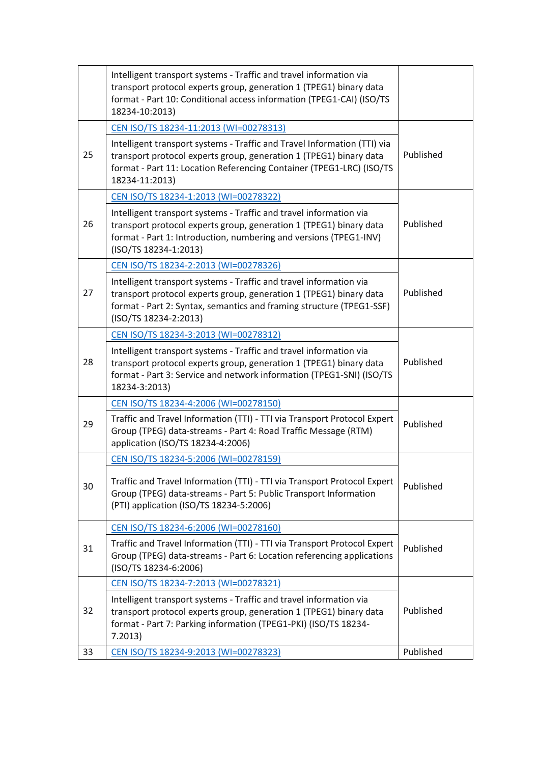| | | |
|---|---|---|
| | Intelligent transport systems - Traffic and travel information via transport protocol experts group, generation 1 (TPEG1) binary data format - Part 10: Conditional access information (TPEG1-CAI) (ISO/TS 18234-10:2013) | |
| 25 | CEN ISO/TS 18234-11:2013 (WI=00278313)<br>Intelligent transport systems - Traffic and Travel Information (TTI) via transport protocol experts group, generation 1 (TPEG1) binary data format - Part 11: Location Referencing Container (TPEG1-LRC) (ISO/TS 18234-11:2013) | Published |
| 26 | CEN ISO/TS 18234-1:2013 (WI=00278322)<br>Intelligent transport systems - Traffic and travel information via transport protocol experts group, generation 1 (TPEG1) binary data format - Part 1: Introduction, numbering and versions (TPEG1-INV) (ISO/TS 18234-1:2013) | Published |
| 27 | CEN ISO/TS 18234-2:2013 (WI=00278326)<br>Intelligent transport systems - Traffic and travel information via transport protocol experts group, generation 1 (TPEG1) binary data format - Part 2: Syntax, semantics and framing structure (TPEG1-SSF) (ISO/TS 18234-2:2013) | Published |
| 28 | CEN ISO/TS 18234-3:2013 (WI=00278312)<br>Intelligent transport systems - Traffic and travel information via transport protocol experts group, generation 1 (TPEG1) binary data format - Part 3: Service and network information (TPEG1-SNI) (ISO/TS 18234-3:2013) | Published |
| 29 | CEN ISO/TS 18234-4:2006 (WI=00278150)<br>Traffic and Travel Information (TTI) - TTI via Transport Protocol Expert Group (TPEG) data-streams - Part 4: Road Traffic Message (RTM) application (ISO/TS 18234-4:2006) | Published |
| 30 | CEN ISO/TS 18234-5:2006 (WI=00278159)<br>Traffic and Travel Information (TTI) - TTI via Transport Protocol Expert Group (TPEG) data-streams - Part 5: Public Transport Information (PTI) application (ISO/TS 18234-5:2006) | Published |
| 31 | CEN ISO/TS 18234-6:2006 (WI=00278160)<br>Traffic and Travel Information (TTI) - TTI via Transport Protocol Expert Group (TPEG) data-streams - Part 6: Location referencing applications (ISO/TS 18234-6:2006) | Published |
| 32 | CEN ISO/TS 18234-7:2013 (WI=00278321)<br>Intelligent transport systems - Traffic and travel information via transport protocol experts group, generation 1 (TPEG1) binary data format - Part 7: Parking information (TPEG1-PKI) (ISO/TS 18234-7.2013) | Published |
| 33 | CEN ISO/TS 18234-9:2013 (WI=00278323) | Published |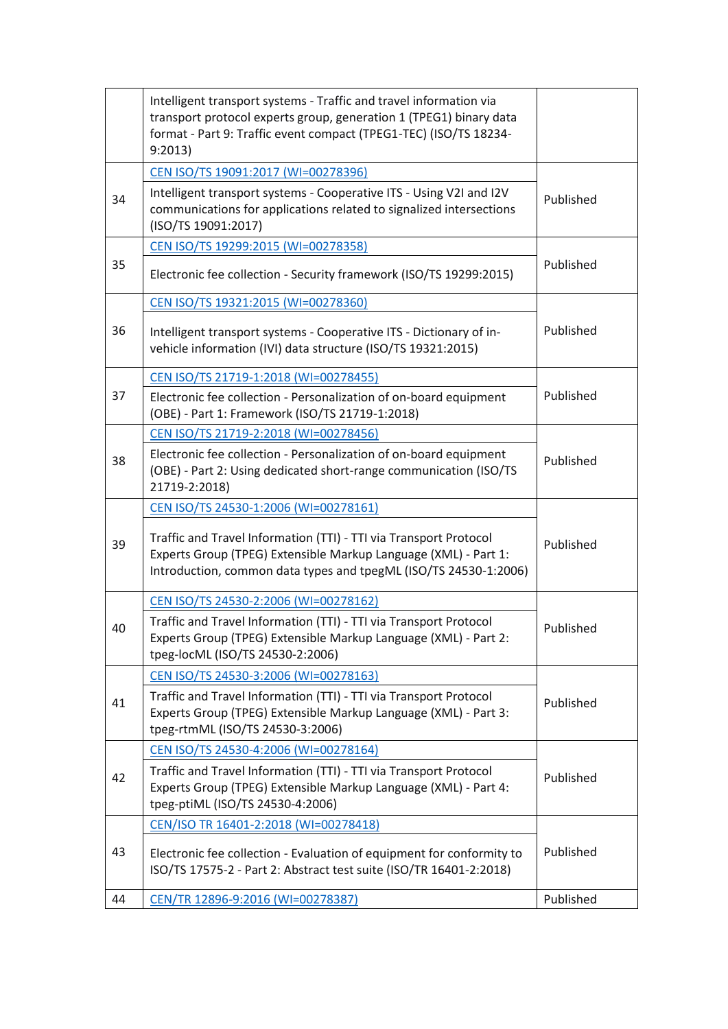| | | |
|---|---|---|
| | Intelligent transport systems - Traffic and travel information via transport protocol experts group, generation 1 (TPEG1) binary data format - Part 9: Traffic event compact (TPEG1-TEC) (ISO/TS 18234-9:2013) | |
| 34 | CEN ISO/TS 19091:2017 (WI=00278396)<br>Intelligent transport systems - Cooperative ITS - Using V2I and I2V communications for applications related to signalized intersections (ISO/TS 19091:2017) | Published |
| 35 | CEN ISO/TS 19299:2015 (WI=00278358)<br>Electronic fee collection - Security framework (ISO/TS 19299:2015) | Published |
| 36 | CEN ISO/TS 19321:2015 (WI=00278360)<br>Intelligent transport systems - Cooperative ITS - Dictionary of in-vehicle information (IVI) data structure (ISO/TS 19321:2015) | Published |
| 37 | CEN ISO/TS 21719-1:2018 (WI=00278455)<br>Electronic fee collection - Personalization of on-board equipment (OBE) - Part 1: Framework (ISO/TS 21719-1:2018) | Published |
| 38 | CEN ISO/TS 21719-2:2018 (WI=00278456)<br>Electronic fee collection - Personalization of on-board equipment (OBE) - Part 2: Using dedicated short-range communication (ISO/TS 21719-2:2018) | Published |
| 39 | CEN ISO/TS 24530-1:2006 (WI=00278161)<br>Traffic and Travel Information (TTI) - TTI via Transport Protocol Experts Group (TPEG) Extensible Markup Language (XML) - Part 1: Introduction, common data types and tpegML (ISO/TS 24530-1:2006) | Published |
| 40 | CEN ISO/TS 24530-2:2006 (WI=00278162)<br>Traffic and Travel Information (TTI) - TTI via Transport Protocol Experts Group (TPEG) Extensible Markup Language (XML) - Part 2: tpeg-locML (ISO/TS 24530-2:2006) | Published |
| 41 | CEN ISO/TS 24530-3:2006 (WI=00278163)<br>Traffic and Travel Information (TTI) - TTI via Transport Protocol Experts Group (TPEG) Extensible Markup Language (XML) - Part 3: tpeg-rtmML (ISO/TS 24530-3:2006) | Published |
| 42 | CEN ISO/TS 24530-4:2006 (WI=00278164)<br>Traffic and Travel Information (TTI) - TTI via Transport Protocol Experts Group (TPEG) Extensible Markup Language (XML) - Part 4: tpeg-ptiML (ISO/TS 24530-4:2006) | Published |
| 43 | CEN/ISO TR 16401-2:2018 (WI=00278418)<br>Electronic fee collection - Evaluation of equipment for conformity to ISO/TS 17575-2 - Part 2: Abstract test suite (ISO/TR 16401-2:2018) | Published |
| 44 | CEN/TR 12896-9:2016 (WI=00278387) | Published |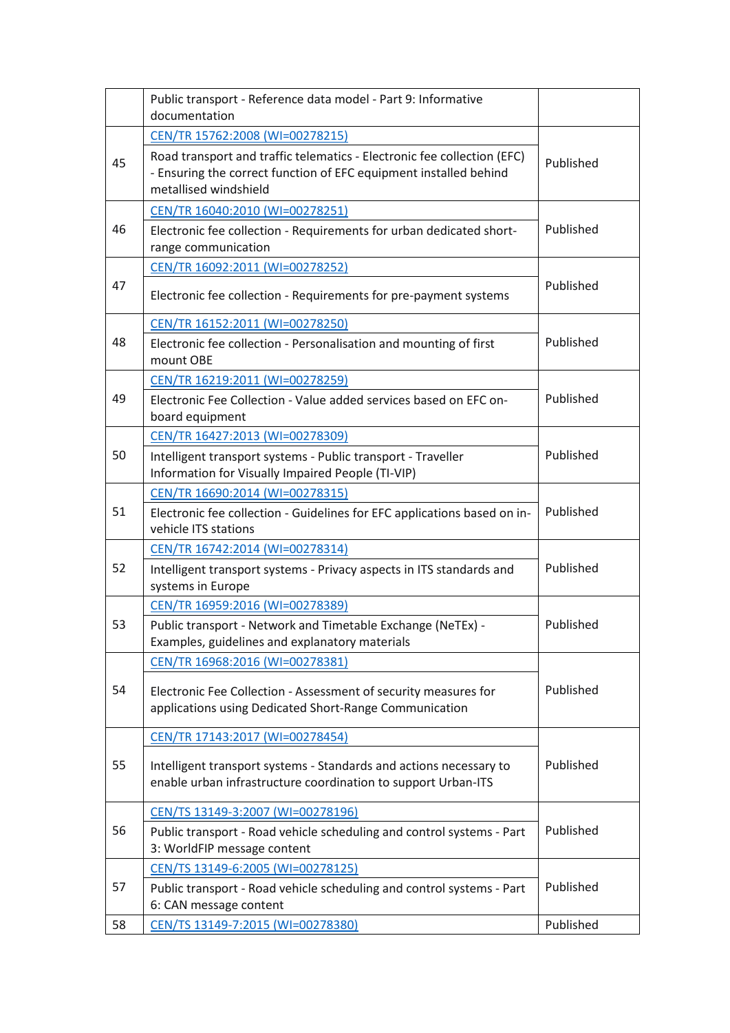| | | |
|---|---|---|
| | Public transport - Reference data model - Part 9: Informative documentation | |
| 45 | CEN/TR 15762:2008 (WI=00278215)<br>Road transport and traffic telematics - Electronic fee collection (EFC) - Ensuring the correct function of EFC equipment installed behind metallised windshield | Published |
| 46 | CEN/TR 16040:2010 (WI=00278251)<br>Electronic fee collection - Requirements for urban dedicated short-range communication | Published |
| 47 | CEN/TR 16092:2011 (WI=00278252)<br>Electronic fee collection - Requirements for pre-payment systems | Published |
| 48 | CEN/TR 16152:2011 (WI=00278250)<br>Electronic fee collection - Personalisation and mounting of first mount OBE | Published |
| 49 | CEN/TR 16219:2011 (WI=00278259)<br>Electronic Fee Collection - Value added services based on EFC on-board equipment | Published |
| 50 | CEN/TR 16427:2013 (WI=00278309)<br>Intelligent transport systems - Public transport - Traveller Information for Visually Impaired People (TI-VIP) | Published |
| 51 | CEN/TR 16690:2014 (WI=00278315)<br>Electronic fee collection - Guidelines for EFC applications based on in-vehicle ITS stations | Published |
| 52 | CEN/TR 16742:2014 (WI=00278314)<br>Intelligent transport systems - Privacy aspects in ITS standards and systems in Europe | Published |
| 53 | CEN/TR 16959:2016 (WI=00278389)<br>Public transport - Network and Timetable Exchange (NeTEx) - Examples, guidelines and explanatory materials | Published |
| 54 | CEN/TR 16968:2016 (WI=00278381)<br>Electronic Fee Collection - Assessment of security measures for applications using Dedicated Short-Range Communication | Published |
| 55 | CEN/TR 17143:2017 (WI=00278454)<br>Intelligent transport systems - Standards and actions necessary to enable urban infrastructure coordination to support Urban-ITS | Published |
| 56 | CEN/TS 13149-3:2007 (WI=00278196)<br>Public transport - Road vehicle scheduling and control systems - Part 3: WorldFIP message content | Published |
| 57 | CEN/TS 13149-6:2005 (WI=00278125)<br>Public transport - Road vehicle scheduling and control systems - Part 6: CAN message content | Published |
| 58 | CEN/TS 13149-7:2015 (WI=00278380) | Published |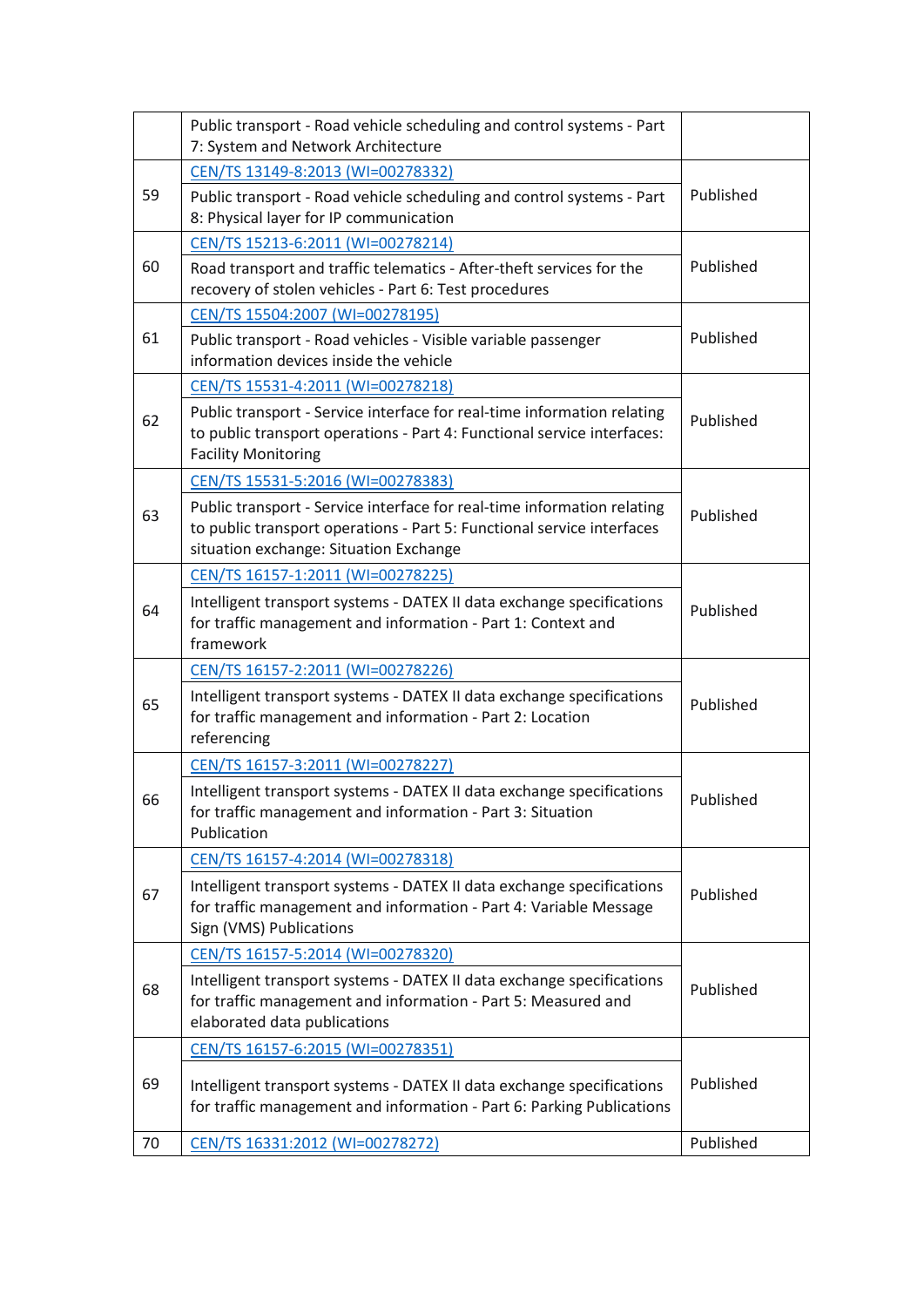| | | |
|---|---|---|
| | Public transport - Road vehicle scheduling and control systems - Part 7: System and Network Architecture | |
| 59 | CEN/TS 13149-8:2013 (WI=00278332)<br>Public transport - Road vehicle scheduling and control systems - Part 8: Physical layer for IP communication | Published |
| 60 | CEN/TS 15213-6:2011 (WI=00278214)<br>Road transport and traffic telematics - After-theft services for the recovery of stolen vehicles - Part 6: Test procedures | Published |
| 61 | CEN/TS 15504:2007 (WI=00278195)<br>Public transport - Road vehicles - Visible variable passenger information devices inside the vehicle | Published |
| 62 | CEN/TS 15531-4:2011 (WI=00278218)<br>Public transport - Service interface for real-time information relating to public transport operations - Part 4: Functional service interfaces: Facility Monitoring | Published |
| 63 | CEN/TS 15531-5:2016 (WI=00278383)<br>Public transport - Service interface for real-time information relating to public transport operations - Part 5: Functional service interfaces situation exchange: Situation Exchange | Published |
| 64 | CEN/TS 16157-1:2011 (WI=00278225)<br>Intelligent transport systems - DATEX II data exchange specifications for traffic management and information - Part 1: Context and framework | Published |
| 65 | CEN/TS 16157-2:2011 (WI=00278226)<br>Intelligent transport systems - DATEX II data exchange specifications for traffic management and information - Part 2: Location referencing | Published |
| 66 | CEN/TS 16157-3:2011 (WI=00278227)<br>Intelligent transport systems - DATEX II data exchange specifications for traffic management and information - Part 3: Situation Publication | Published |
| 67 | CEN/TS 16157-4:2014 (WI=00278318)<br>Intelligent transport systems - DATEX II data exchange specifications for traffic management and information - Part 4: Variable Message Sign (VMS) Publications | Published |
| 68 | CEN/TS 16157-5:2014 (WI=00278320)<br>Intelligent transport systems - DATEX II data exchange specifications for traffic management and information - Part 5: Measured and elaborated data publications | Published |
| 69 | CEN/TS 16157-6:2015 (WI=00278351)<br>Intelligent transport systems - DATEX II data exchange specifications for traffic management and information - Part 6: Parking Publications | Published |
| 70 | CEN/TS 16331:2012 (WI=00278272) | Published |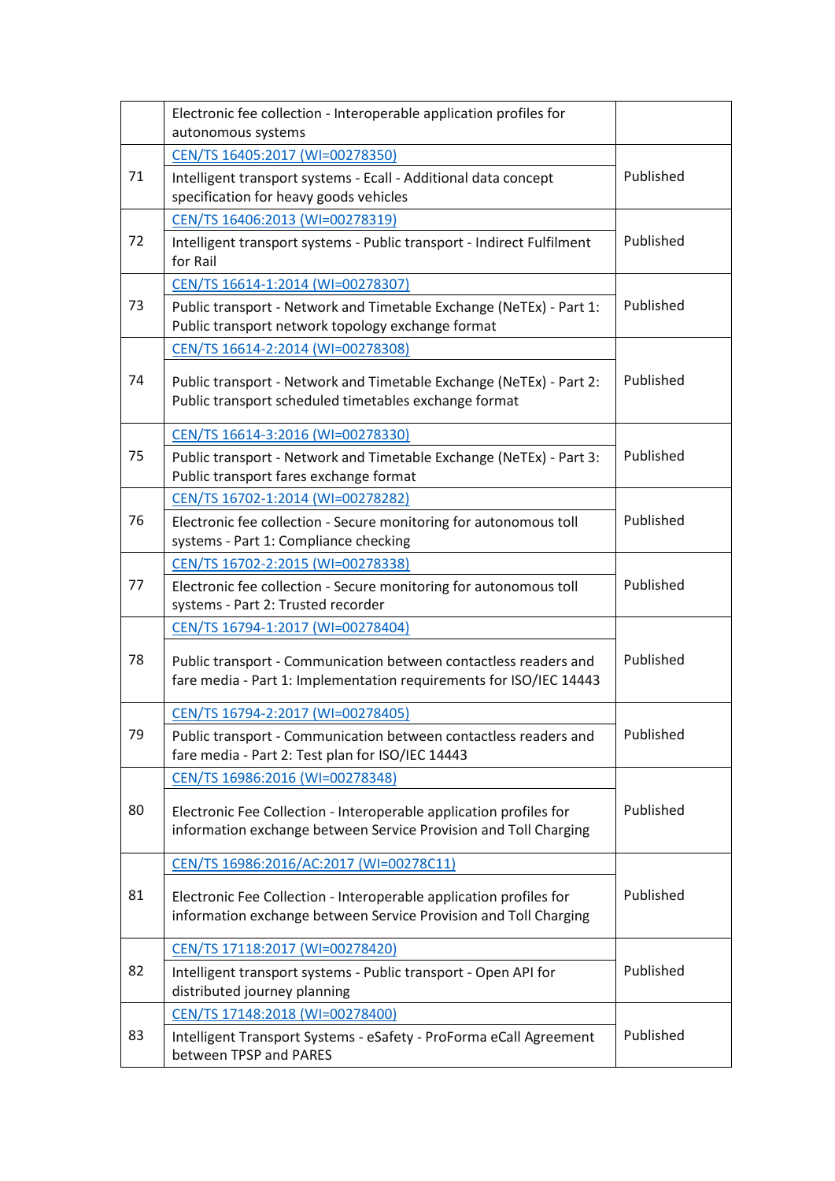|  |  |  |
|---|---|---|
|  | Electronic fee collection - Interoperable application profiles for autonomous systems |  |
| 71 | CEN/TS 16405:2017 (WI=00278350)<br>Intelligent transport systems - Ecall - Additional data concept specification for heavy goods vehicles | Published |
| 72 | CEN/TS 16406:2013 (WI=00278319)<br>Intelligent transport systems - Public transport - Indirect Fulfilment for Rail | Published |
| 73 | CEN/TS 16614-1:2014 (WI=00278307)<br>Public transport - Network and Timetable Exchange (NeTEx) - Part 1: Public transport network topology exchange format | Published |
| 74 | CEN/TS 16614-2:2014 (WI=00278308)<br>Public transport - Network and Timetable Exchange (NeTEx) - Part 2: Public transport scheduled timetables exchange format | Published |
| 75 | CEN/TS 16614-3:2016 (WI=00278330)<br>Public transport - Network and Timetable Exchange (NeTEx) - Part 3: Public transport fares exchange format | Published |
| 76 | CEN/TS 16702-1:2014 (WI=00278282)<br>Electronic fee collection - Secure monitoring for autonomous toll systems - Part 1: Compliance checking | Published |
| 77 | CEN/TS 16702-2:2015 (WI=00278338)<br>Electronic fee collection - Secure monitoring for autonomous toll systems - Part 2: Trusted recorder | Published |
| 78 | CEN/TS 16794-1:2017 (WI=00278404)<br>Public transport - Communication between contactless readers and fare media - Part 1: Implementation requirements for ISO/IEC 14443 | Published |
| 79 | CEN/TS 16794-2:2017 (WI=00278405)<br>Public transport - Communication between contactless readers and fare media - Part 2: Test plan for ISO/IEC 14443 | Published |
| 80 | CEN/TS 16986:2016 (WI=00278348)<br>Electronic Fee Collection - Interoperable application profiles for information exchange between Service Provision and Toll Charging | Published |
| 81 | CEN/TS 16986:2016/AC:2017 (WI=00278C11)<br>Electronic Fee Collection - Interoperable application profiles for information exchange between Service Provision and Toll Charging | Published |
| 82 | CEN/TS 17118:2017 (WI=00278420)<br>Intelligent transport systems - Public transport - Open API for distributed journey planning | Published |
| 83 | CEN/TS 17148:2018 (WI=00278400)<br>Intelligent Transport Systems - eSafety - ProForma eCall Agreement between TPSP and PARES | Published |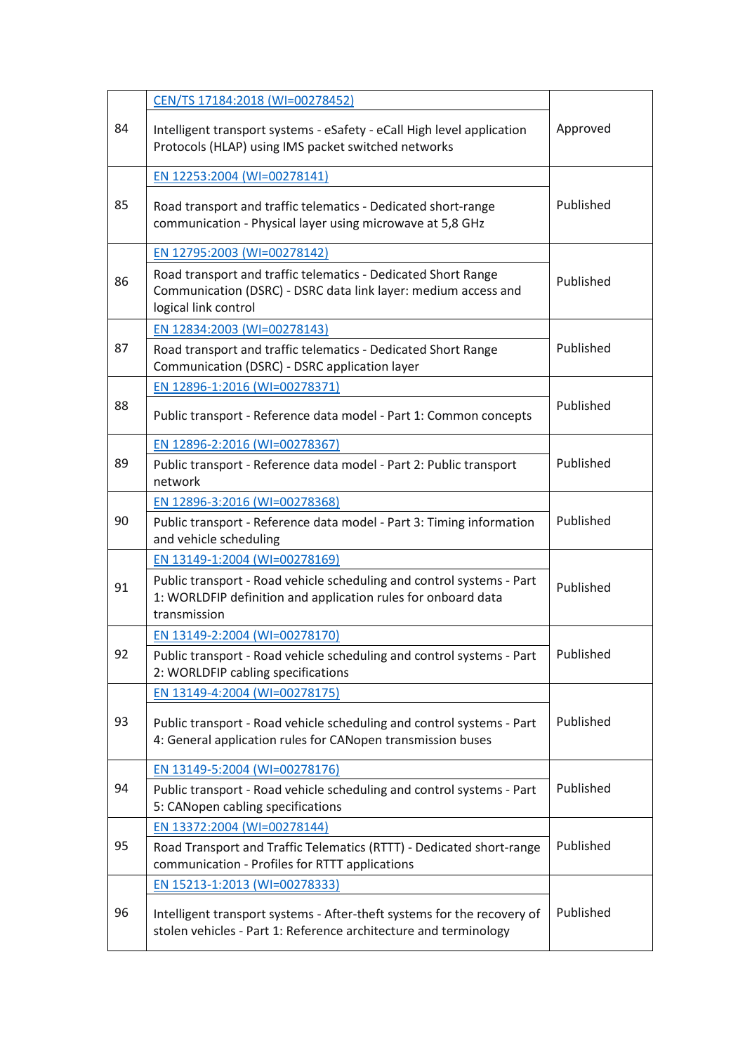| | | |
|---|---|---|
| 84 | CEN/TS 17184:2018 (WI=00278452)<br>Intelligent transport systems - eSafety - eCall High level application Protocols (HLAP) using IMS packet switched networks | Approved |
| 85 | EN 12253:2004 (WI=00278141)<br>Road transport and traffic telematics - Dedicated short-range communication - Physical layer using microwave at 5,8 GHz | Published |
| 86 | EN 12795:2003 (WI=00278142)<br>Road transport and traffic telematics - Dedicated Short Range Communication (DSRC) - DSRC data link layer: medium access and logical link control | Published |
| 87 | EN 12834:2003 (WI=00278143)<br>Road transport and traffic telematics - Dedicated Short Range Communication (DSRC) - DSRC application layer | Published |
| 88 | EN 12896-1:2016 (WI=00278371)<br>Public transport - Reference data model - Part 1: Common concepts | Published |
| 89 | EN 12896-2:2016 (WI=00278367)<br>Public transport - Reference data model - Part 2: Public transport network | Published |
| 90 | EN 12896-3:2016 (WI=00278368)<br>Public transport - Reference data model - Part 3: Timing information and vehicle scheduling | Published |
| 91 | EN 13149-1:2004 (WI=00278169)<br>Public transport - Road vehicle scheduling and control systems - Part 1: WORLDFIP definition and application rules for onboard data transmission | Published |
| 92 | EN 13149-2:2004 (WI=00278170)<br>Public transport - Road vehicle scheduling and control systems - Part 2: WORLDFIP cabling specifications | Published |
| 93 | EN 13149-4:2004 (WI=00278175)<br>Public transport - Road vehicle scheduling and control systems - Part 4: General application rules for CANopen transmission buses | Published |
| 94 | EN 13149-5:2004 (WI=00278176)<br>Public transport - Road vehicle scheduling and control systems - Part 5: CANopen cabling specifications | Published |
| 95 | EN 13372:2004 (WI=00278144)<br>Road Transport and Traffic Telematics (RTTT) - Dedicated short-range communication - Profiles for RTTT applications | Published |
| 96 | EN 15213-1:2013 (WI=00278333)<br>Intelligent transport systems - After-theft systems for the recovery of stolen vehicles - Part 1: Reference architecture and terminology | Published |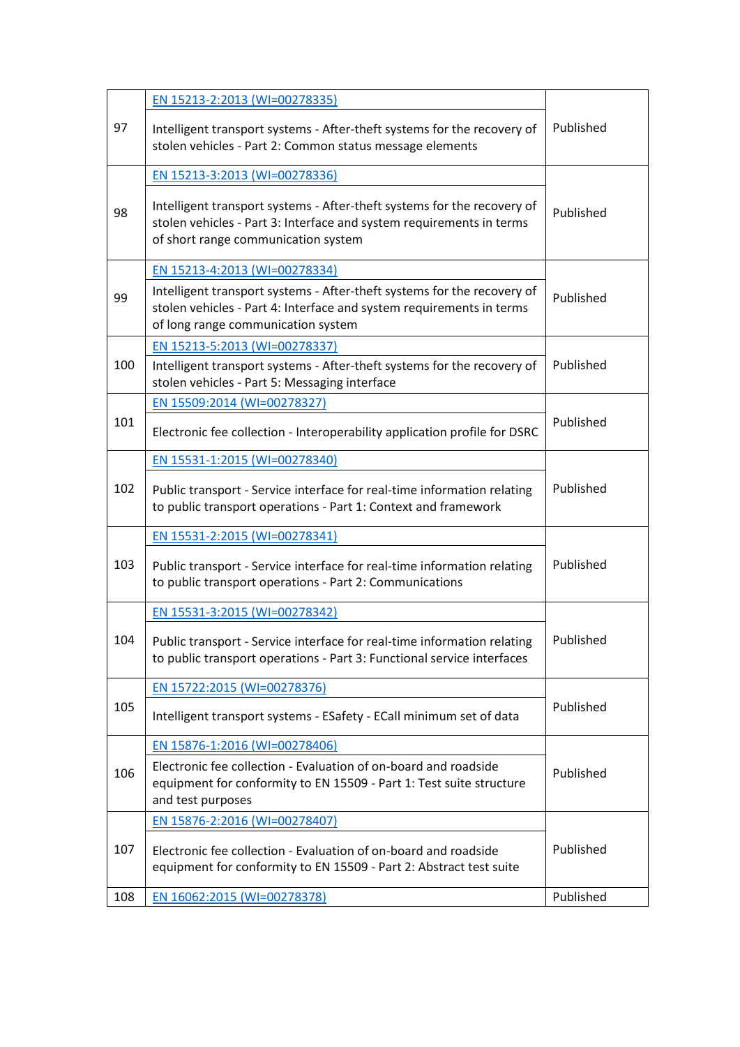| | | |
|---|---|---|
| 97 | EN 15213-2:2013 (WI=00278335)<br>Intelligent transport systems - After-theft systems for the recovery of stolen vehicles - Part 2: Common status message elements | Published |
| 98 | EN 15213-3:2013 (WI=00278336)<br>Intelligent transport systems - After-theft systems for the recovery of stolen vehicles - Part 3: Interface and system requirements in terms of short range communication system | Published |
| 99 | EN 15213-4:2013 (WI=00278334)<br>Intelligent transport systems - After-theft systems for the recovery of stolen vehicles - Part 4: Interface and system requirements in terms of long range communication system | Published |
| 100 | EN 15213-5:2013 (WI=00278337)<br>Intelligent transport systems - After-theft systems for the recovery of stolen vehicles - Part 5: Messaging interface | Published |
| 101 | EN 15509:2014 (WI=00278327)<br>Electronic fee collection - Interoperability application profile for DSRC | Published |
| 102 | EN 15531-1:2015 (WI=00278340)<br>Public transport - Service interface for real-time information relating to public transport operations - Part 1: Context and framework | Published |
| 103 | EN 15531-2:2015 (WI=00278341)<br>Public transport - Service interface for real-time information relating to public transport operations - Part 2: Communications | Published |
| 104 | EN 15531-3:2015 (WI=00278342)<br>Public transport - Service interface for real-time information relating to public transport operations - Part 3: Functional service interfaces | Published |
| 105 | EN 15722:2015 (WI=00278376)<br>Intelligent transport systems - ESafety - ECall minimum set of data | Published |
| 106 | EN 15876-1:2016 (WI=00278406)<br>Electronic fee collection - Evaluation of on-board and roadside equipment for conformity to EN 15509 - Part 1: Test suite structure and test purposes | Published |
| 107 | EN 15876-2:2016 (WI=00278407)<br>Electronic fee collection - Evaluation of on-board and roadside equipment for conformity to EN 15509 - Part 2: Abstract test suite | Published |
| 108 | EN 16062:2015 (WI=00278378) | Published |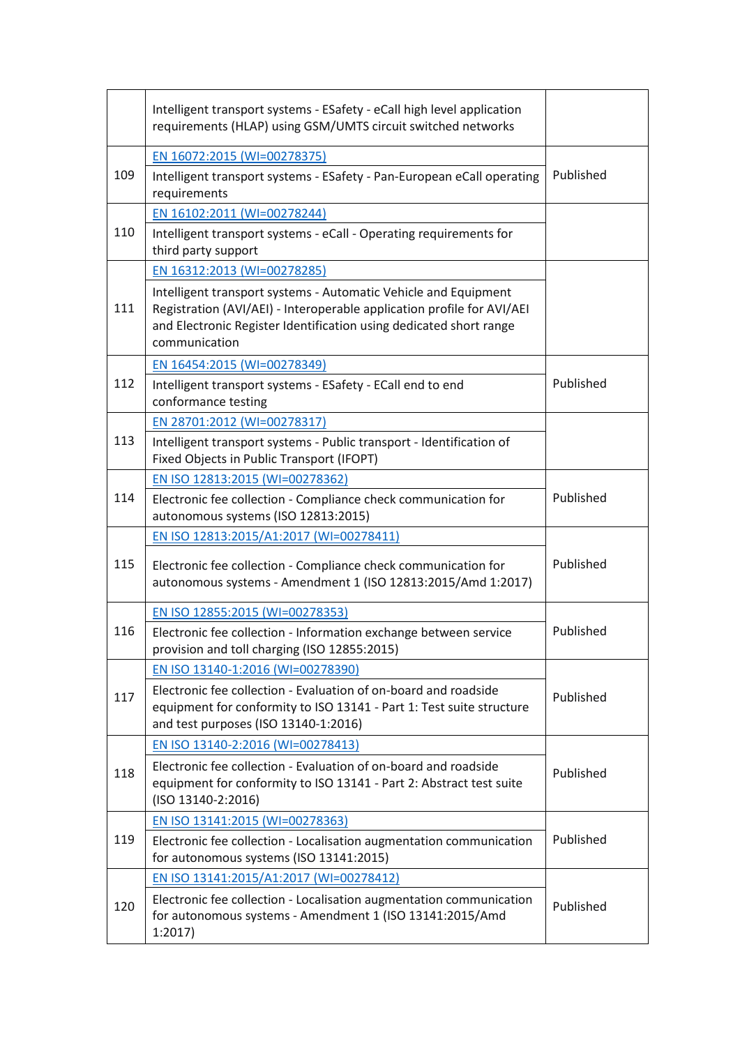| | | |
|---|---|---|
| | Intelligent transport systems - ESafety - eCall high level application requirements (HLAP) using GSM/UMTS circuit switched networks | |
| 109 | EN 16072:2015 (WI=00278375)<br>Intelligent transport systems - ESafety - Pan-European eCall operating requirements | Published |
| 110 | EN 16102:2011 (WI=00278244)<br>Intelligent transport systems - eCall - Operating requirements for third party support | |
| 111 | EN 16312:2013 (WI=00278285)<br>Intelligent transport systems - Automatic Vehicle and Equipment Registration (AVI/AEI) - Interoperable application profile for AVI/AEI and Electronic Register Identification using dedicated short range communication | |
| 112 | EN 16454:2015 (WI=00278349)<br>Intelligent transport systems - ESafety - ECall end to end conformance testing | Published |
| 113 | EN 28701:2012 (WI=00278317)<br>Intelligent transport systems - Public transport - Identification of Fixed Objects in Public Transport (IFOPT) | |
| 114 | EN ISO 12813:2015 (WI=00278362)<br>Electronic fee collection - Compliance check communication for autonomous systems (ISO 12813:2015) | Published |
| 115 | EN ISO 12813:2015/A1:2017 (WI=00278411)<br>Electronic fee collection - Compliance check communication for autonomous systems - Amendment 1 (ISO 12813:2015/Amd 1:2017) | Published |
| 116 | EN ISO 12855:2015 (WI=00278353)<br>Electronic fee collection - Information exchange between service provision and toll charging (ISO 12855:2015) | Published |
| 117 | EN ISO 13140-1:2016 (WI=00278390)<br>Electronic fee collection - Evaluation of on-board and roadside equipment for conformity to ISO 13141 - Part 1: Test suite structure and test purposes (ISO 13140-1:2016) | Published |
| 118 | EN ISO 13140-2:2016 (WI=00278413)<br>Electronic fee collection - Evaluation of on-board and roadside equipment for conformity to ISO 13141 - Part 2: Abstract test suite (ISO 13140-2:2016) | Published |
| 119 | EN ISO 13141:2015 (WI=00278363)<br>Electronic fee collection - Localisation augmentation communication for autonomous systems (ISO 13141:2015) | Published |
| 120 | EN ISO 13141:2015/A1:2017 (WI=00278412)<br>Electronic fee collection - Localisation augmentation communication for autonomous systems - Amendment 1 (ISO 13141:2015/Amd 1:2017) | Published |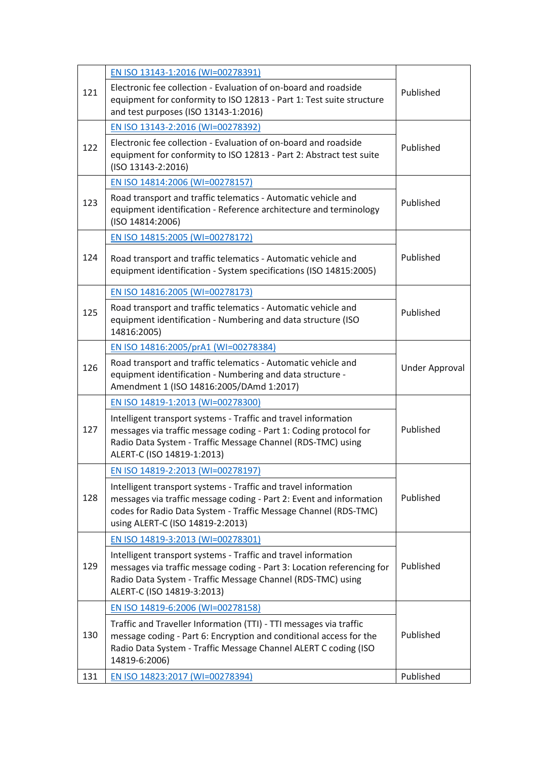| | | |
|---|---|---|
| 121 | EN ISO 13143-1:2016 (WI=00278391)<br>Electronic fee collection - Evaluation of on-board and roadside equipment for conformity to ISO 12813 - Part 1: Test suite structure and test purposes (ISO 13143-1:2016) | Published |
| 122 | EN ISO 13143-2:2016 (WI=00278392)<br>Electronic fee collection - Evaluation of on-board and roadside equipment for conformity to ISO 12813 - Part 2: Abstract test suite (ISO 13143-2:2016) | Published |
| 123 | EN ISO 14814:2006 (WI=00278157)<br>Road transport and traffic telematics - Automatic vehicle and equipment identification - Reference architecture and terminology (ISO 14814:2006) | Published |
| 124 | EN ISO 14815:2005 (WI=00278172)<br>Road transport and traffic telematics - Automatic vehicle and equipment identification - System specifications (ISO 14815:2005) | Published |
| 125 | EN ISO 14816:2005 (WI=00278173)<br>Road transport and traffic telematics - Automatic vehicle and equipment identification - Numbering and data structure (ISO 14816:2005) | Published |
| 126 | EN ISO 14816:2005/prA1 (WI=00278384)<br>Road transport and traffic telematics - Automatic vehicle and equipment identification - Numbering and data structure - Amendment 1 (ISO 14816:2005/DAmd 1:2017) | Under Approval |
| 127 | EN ISO 14819-1:2013 (WI=00278300)<br>Intelligent transport systems - Traffic and travel information messages via traffic message coding - Part 1: Coding protocol for Radio Data System - Traffic Message Channel (RDS-TMC) using ALERT-C (ISO 14819-1:2013) | Published |
| 128 | EN ISO 14819-2:2013 (WI=00278197)<br>Intelligent transport systems - Traffic and travel information messages via traffic message coding - Part 2: Event and information codes for Radio Data System - Traffic Message Channel (RDS-TMC) using ALERT-C (ISO 14819-2:2013) | Published |
| 129 | EN ISO 14819-3:2013 (WI=00278301)<br>Intelligent transport systems - Traffic and travel information messages via traffic message coding - Part 3: Location referencing for Radio Data System - Traffic Message Channel (RDS-TMC) using ALERT-C (ISO 14819-3:2013) | Published |
| 130 | EN ISO 14819-6:2006 (WI=00278158)<br>Traffic and Traveller Information (TTI) - TTI messages via traffic message coding - Part 6: Encryption and conditional access for the Radio Data System - Traffic Message Channel ALERT C coding (ISO 14819-6:2006) | Published |
| 131 | EN ISO 14823:2017 (WI=00278394) | Published |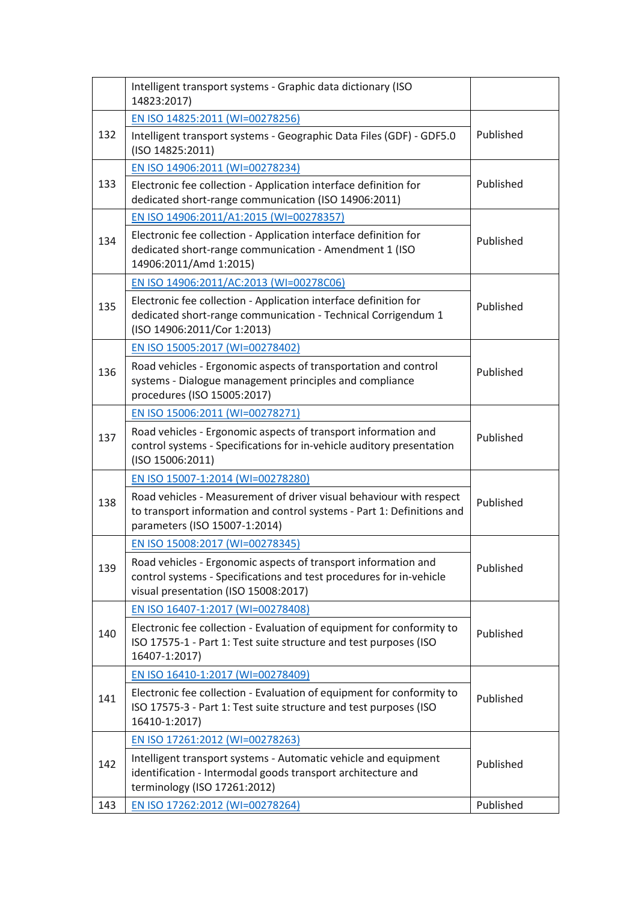| | | |
|---|---|---|
| | Intelligent transport systems - Graphic data dictionary (ISO 14823:2017) | |
| 132 | EN ISO 14825:2011 (WI=00278256)<br>Intelligent transport systems - Geographic Data Files (GDF) - GDF5.0 (ISO 14825:2011) | Published |
| 133 | EN ISO 14906:2011 (WI=00278234)<br>Electronic fee collection - Application interface definition for dedicated short-range communication (ISO 14906:2011) | Published |
| 134 | EN ISO 14906:2011/A1:2015 (WI=00278357)<br>Electronic fee collection - Application interface definition for dedicated short-range communication - Amendment 1 (ISO 14906:2011/Amd 1:2015) | Published |
| 135 | EN ISO 14906:2011/AC:2013 (WI=00278C06)<br>Electronic fee collection - Application interface definition for dedicated short-range communication - Technical Corrigendum 1 (ISO 14906:2011/Cor 1:2013) | Published |
| 136 | EN ISO 15005:2017 (WI=00278402)<br>Road vehicles - Ergonomic aspects of transportation and control systems - Dialogue management principles and compliance procedures (ISO 15005:2017) | Published |
| 137 | EN ISO 15006:2011 (WI=00278271)<br>Road vehicles - Ergonomic aspects of transport information and control systems - Specifications for in-vehicle auditory presentation (ISO 15006:2011) | Published |
| 138 | EN ISO 15007-1:2014 (WI=00278280)<br>Road vehicles - Measurement of driver visual behaviour with respect to transport information and control systems - Part 1: Definitions and parameters (ISO 15007-1:2014) | Published |
| 139 | EN ISO 15008:2017 (WI=00278345)<br>Road vehicles - Ergonomic aspects of transport information and control systems - Specifications and test procedures for in-vehicle visual presentation (ISO 15008:2017) | Published |
| 140 | EN ISO 16407-1:2017 (WI=00278408)<br>Electronic fee collection - Evaluation of equipment for conformity to ISO 17575-1 - Part 1: Test suite structure and test purposes (ISO 16407-1:2017) | Published |
| 141 | EN ISO 16410-1:2017 (WI=00278409)<br>Electronic fee collection - Evaluation of equipment for conformity to ISO 17575-3 - Part 1: Test suite structure and test purposes (ISO 16410-1:2017) | Published |
| 142 | EN ISO 17261:2012 (WI=00278263)<br>Intelligent transport systems - Automatic vehicle and equipment identification - Intermodal goods transport architecture and terminology (ISO 17261:2012) | Published |
| 143 | EN ISO 17262:2012 (WI=00278264) | Published |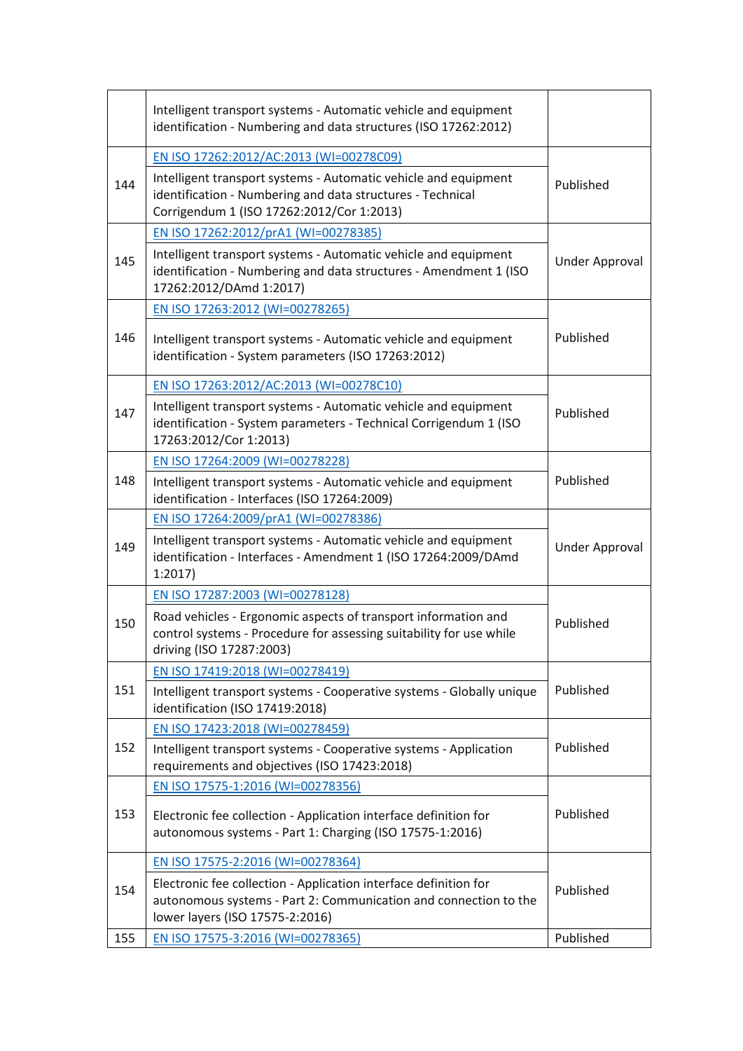|  |  |  |
|---|---|---|
|  | Intelligent transport systems - Automatic vehicle and equipment identification - Numbering and data structures (ISO 17262:2012) |  |
| 144 | EN ISO 17262:2012/AC:2013 (WI=00278C09)<br>Intelligent transport systems - Automatic vehicle and equipment identification - Numbering and data structures - Technical Corrigendum 1 (ISO 17262:2012/Cor 1:2013) | Published |
| 145 | EN ISO 17262:2012/prA1 (WI=00278385)<br>Intelligent transport systems - Automatic vehicle and equipment identification - Numbering and data structures - Amendment 1 (ISO 17262:2012/DAmd 1:2017) | Under Approval |
| 146 | EN ISO 17263:2012 (WI=00278265)<br>Intelligent transport systems - Automatic vehicle and equipment identification - System parameters (ISO 17263:2012) | Published |
| 147 | EN ISO 17263:2012/AC:2013 (WI=00278C10)<br>Intelligent transport systems - Automatic vehicle and equipment identification - System parameters - Technical Corrigendum 1 (ISO 17263:2012/Cor 1:2013) | Published |
| 148 | EN ISO 17264:2009 (WI=00278228)<br>Intelligent transport systems - Automatic vehicle and equipment identification - Interfaces (ISO 17264:2009) | Published |
| 149 | EN ISO 17264:2009/prA1 (WI=00278386)<br>Intelligent transport systems - Automatic vehicle and equipment identification - Interfaces - Amendment 1 (ISO 17264:2009/DAmd 1:2017) | Under Approval |
| 150 | EN ISO 17287:2003 (WI=00278128)<br>Road vehicles - Ergonomic aspects of transport information and control systems - Procedure for assessing suitability for use while driving (ISO 17287:2003) | Published |
| 151 | EN ISO 17419:2018 (WI=00278419)<br>Intelligent transport systems - Cooperative systems - Globally unique identification (ISO 17419:2018) | Published |
| 152 | EN ISO 17423:2018 (WI=00278459)<br>Intelligent transport systems - Cooperative systems - Application requirements and objectives (ISO 17423:2018) | Published |
| 153 | EN ISO 17575-1:2016 (WI=00278356)<br>Electronic fee collection - Application interface definition for autonomous systems - Part 1: Charging (ISO 17575-1:2016) | Published |
| 154 | EN ISO 17575-2:2016 (WI=00278364)<br>Electronic fee collection - Application interface definition for autonomous systems - Part 2: Communication and connection to the lower layers (ISO 17575-2:2016) | Published |
| 155 | EN ISO 17575-3:2016 (WI=00278365) | Published |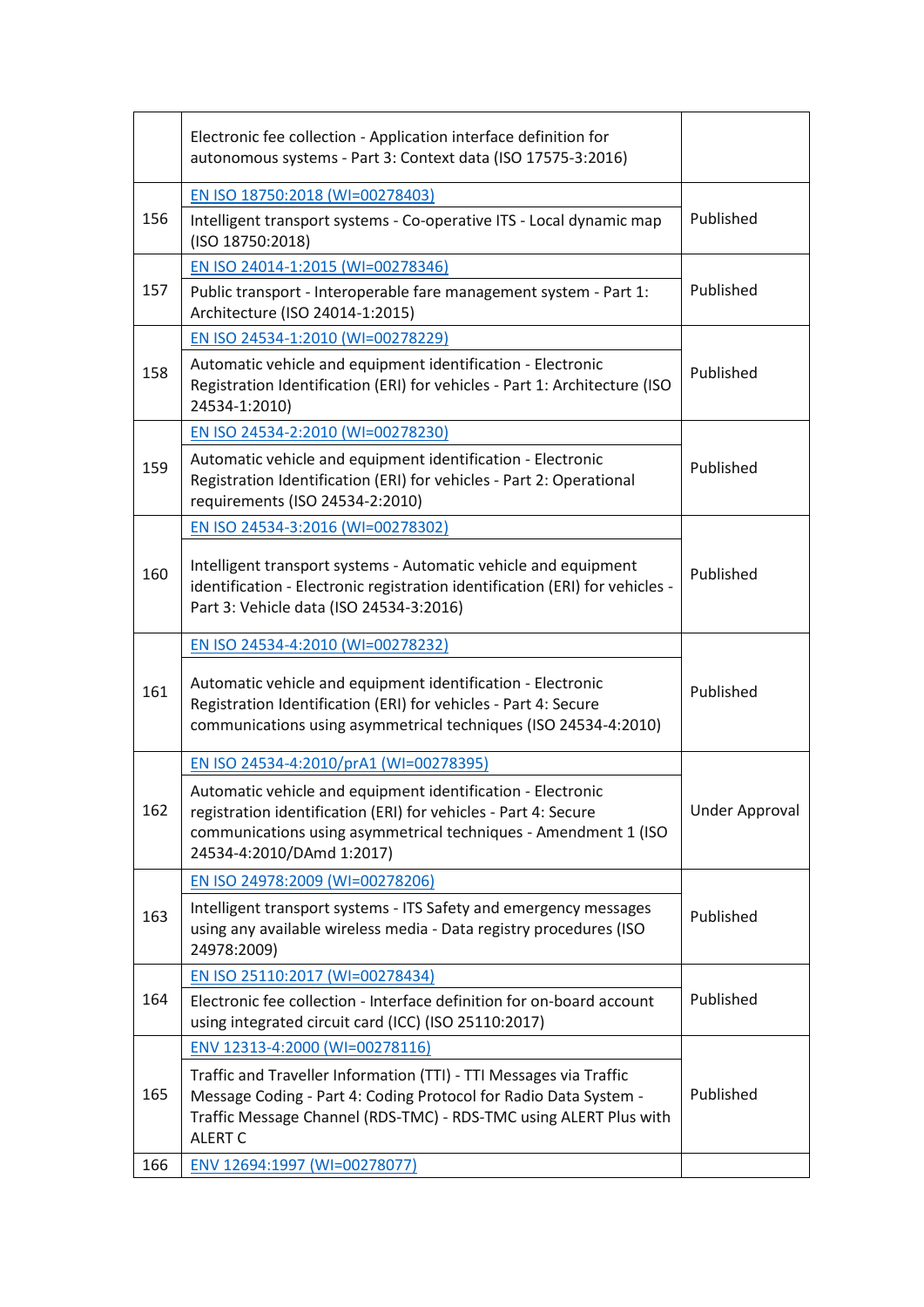|  |  |  |
|---|---|---|
|  | Electronic fee collection - Application interface definition for autonomous systems - Part 3: Context data (ISO 17575-3:2016) |  |
| 156 | EN ISO 18750:2018 (WI=00278403)<br>Intelligent transport systems - Co-operative ITS - Local dynamic map (ISO 18750:2018) | Published |
| 157 | EN ISO 24014-1:2015 (WI=00278346)<br>Public transport - Interoperable fare management system - Part 1: Architecture (ISO 24014-1:2015) | Published |
| 158 | EN ISO 24534-1:2010 (WI=00278229)<br>Automatic vehicle and equipment identification - Electronic Registration Identification (ERI) for vehicles - Part 1: Architecture (ISO 24534-1:2010) | Published |
| 159 | EN ISO 24534-2:2010 (WI=00278230)<br>Automatic vehicle and equipment identification - Electronic Registration Identification (ERI) for vehicles - Part 2: Operational requirements (ISO 24534-2:2010) | Published |
| 160 | EN ISO 24534-3:2016 (WI=00278302)<br>Intelligent transport systems - Automatic vehicle and equipment identification - Electronic registration identification (ERI) for vehicles - Part 3: Vehicle data (ISO 24534-3:2016) | Published |
| 161 | EN ISO 24534-4:2010 (WI=00278232)<br>Automatic vehicle and equipment identification - Electronic Registration Identification (ERI) for vehicles - Part 4: Secure communications using asymmetrical techniques (ISO 24534-4:2010) | Published |
| 162 | EN ISO 24534-4:2010/prA1 (WI=00278395)<br>Automatic vehicle and equipment identification - Electronic registration identification (ERI) for vehicles - Part 4: Secure communications using asymmetrical techniques - Amendment 1 (ISO 24534-4:2010/DAmd 1:2017) | Under Approval |
| 163 | EN ISO 24978:2009 (WI=00278206)<br>Intelligent transport systems - ITS Safety and emergency messages using any available wireless media - Data registry procedures (ISO 24978:2009) | Published |
| 164 | EN ISO 25110:2017 (WI=00278434)<br>Electronic fee collection - Interface definition for on-board account using integrated circuit card (ICC) (ISO 25110:2017) | Published |
| 165 | ENV 12313-4:2000 (WI=00278116)<br>Traffic and Traveller Information (TTI) - TTI Messages via Traffic Message Coding - Part 4: Coding Protocol for Radio Data System - Traffic Message Channel (RDS-TMC) - RDS-TMC using ALERT Plus with ALERT C | Published |
| 166 | ENV 12694:1997 (WI=00278077) |  |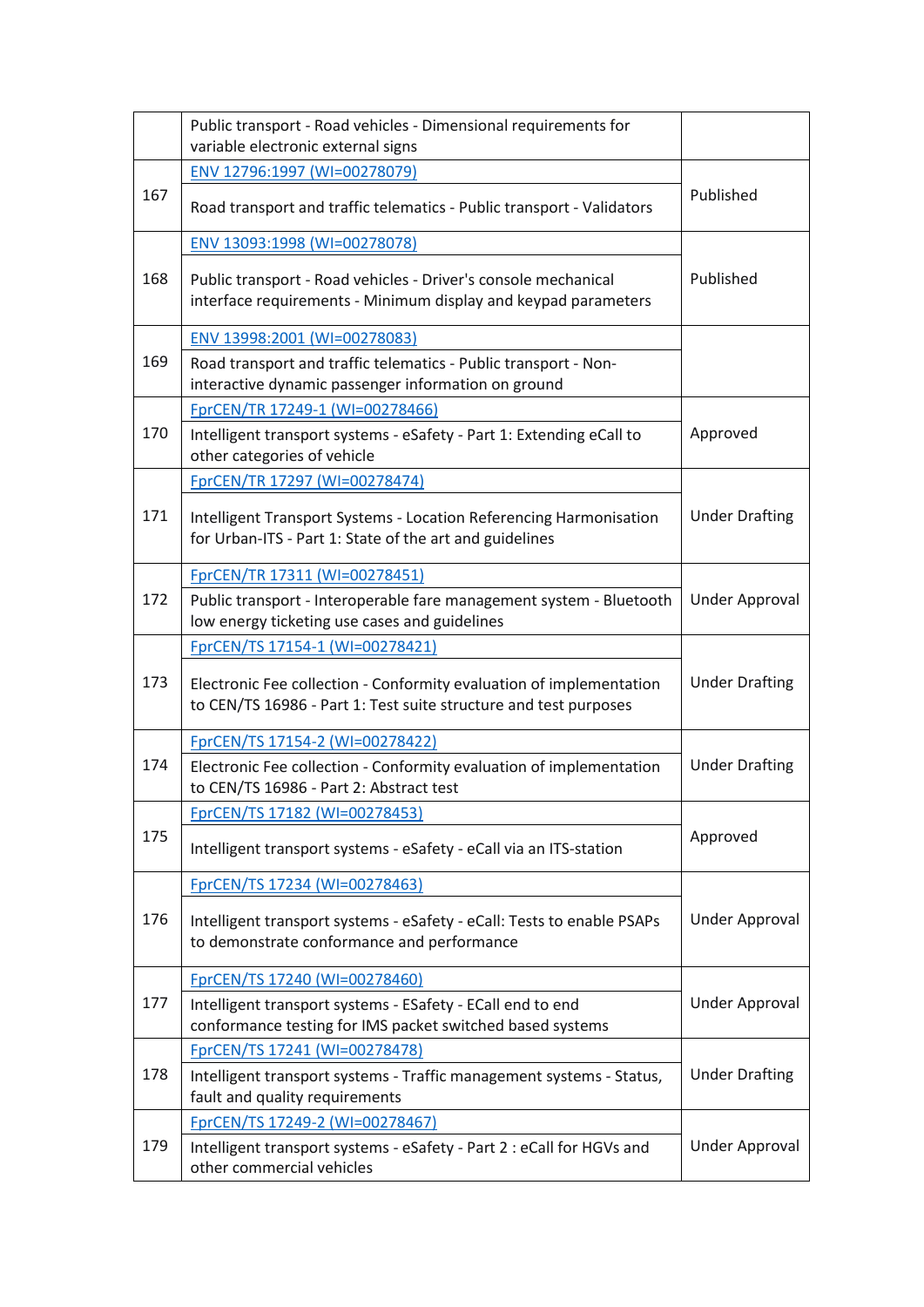| | | |
|---|---|---|
| | Public transport - Road vehicles - Dimensional requirements for variable electronic external signs | |
| 167 | ENV 12796:1997 (WI=00278079)<br>Road transport and traffic telematics - Public transport - Validators | Published |
| 168 | ENV 13093:1998 (WI=00278078)<br>Public transport - Road vehicles - Driver's console mechanical interface requirements - Minimum display and keypad parameters | Published |
| 169 | ENV 13998:2001 (WI=00278083)<br>Road transport and traffic telematics - Public transport - Non-interactive dynamic passenger information on ground | |
| 170 | FprCEN/TR 17249-1 (WI=00278466)<br>Intelligent transport systems - eSafety - Part 1: Extending eCall to other categories of vehicle | Approved |
| 171 | FprCEN/TR 17297 (WI=00278474)<br>Intelligent Transport Systems - Location Referencing Harmonisation for Urban-ITS - Part 1: State of the art and guidelines | Under Drafting |
| 172 | FprCEN/TR 17311 (WI=00278451)<br>Public transport - Interoperable fare management system - Bluetooth low energy ticketing use cases and guidelines | Under Approval |
| 173 | FprCEN/TS 17154-1 (WI=00278421)<br>Electronic Fee collection - Conformity evaluation of implementation to CEN/TS 16986 - Part 1: Test suite structure and test purposes | Under Drafting |
| 174 | FprCEN/TS 17154-2 (WI=00278422)<br>Electronic Fee collection - Conformity evaluation of implementation to CEN/TS 16986 - Part 2: Abstract test | Under Drafting |
| 175 | FprCEN/TS 17182 (WI=00278453)<br>Intelligent transport systems - eSafety - eCall via an ITS-station | Approved |
| 176 | FprCEN/TS 17234 (WI=00278463)<br>Intelligent transport systems - eSafety - eCall: Tests to enable PSAPs to demonstrate conformance and performance | Under Approval |
| 177 | FprCEN/TS 17240 (WI=00278460)<br>Intelligent transport systems - ESafety - ECall end to end conformance testing for IMS packet switched based systems | Under Approval |
| 178 | FprCEN/TS 17241 (WI=00278478)<br>Intelligent transport systems - Traffic management systems - Status, fault and quality requirements | Under Drafting |
| 179 | FprCEN/TS 17249-2 (WI=00278467)<br>Intelligent transport systems - eSafety - Part 2 : eCall for HGVs and other commercial vehicles | Under Approval |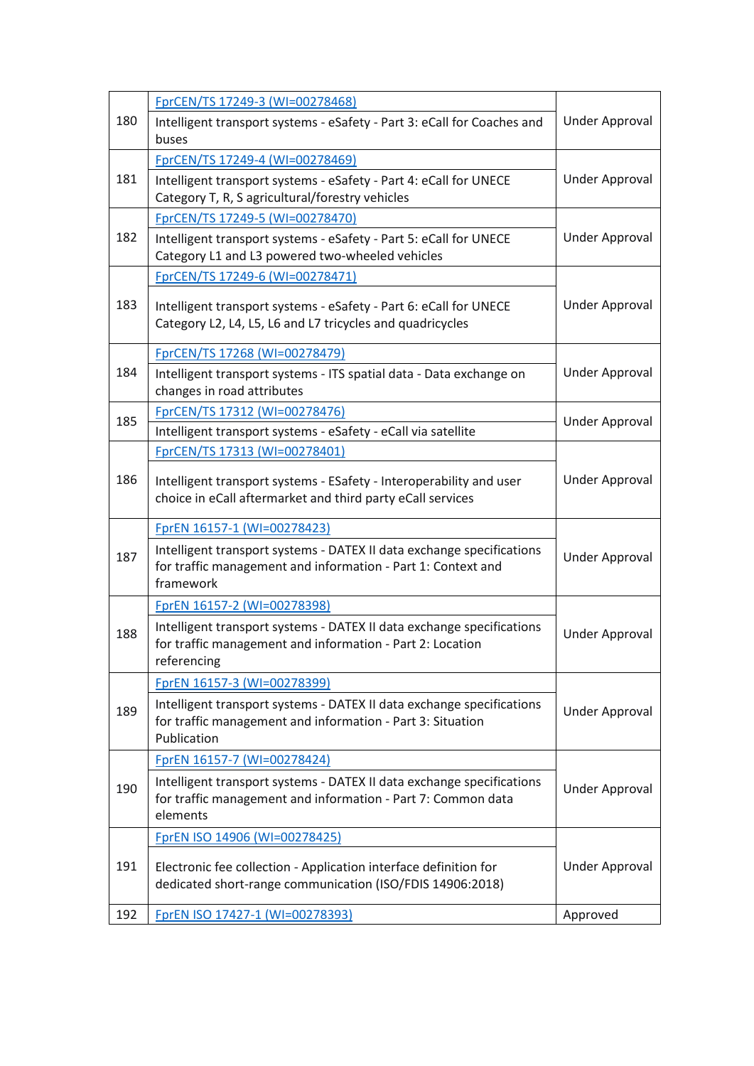| | | |
|---|---|---|
| 180 | FprCEN/TS 17249-3 (WI=00278468)<br>Intelligent transport systems - eSafety - Part 3: eCall for Coaches and buses | Under Approval |
| 181 | FprCEN/TS 17249-4 (WI=00278469)<br>Intelligent transport systems - eSafety - Part 4: eCall for UNECE Category T, R, S agricultural/forestry vehicles | Under Approval |
| 182 | FprCEN/TS 17249-5 (WI=00278470)<br>Intelligent transport systems - eSafety - Part 5: eCall for UNECE Category L1 and L3 powered two-wheeled vehicles | Under Approval |
| 183 | FprCEN/TS 17249-6 (WI=00278471)<br>Intelligent transport systems - eSafety - Part 6: eCall for UNECE Category L2, L4, L5, L6 and L7 tricycles and quadricycles | Under Approval |
| 184 | FprCEN/TS 17268 (WI=00278479)<br>Intelligent transport systems - ITS spatial data - Data exchange on changes in road attributes | Under Approval |
| 185 | FprCEN/TS 17312 (WI=00278476)<br>Intelligent transport systems - eSafety - eCall via satellite | Under Approval |
| 186 | FprCEN/TS 17313 (WI=00278401)<br>Intelligent transport systems - ESafety - Interoperability and user choice in eCall aftermarket and third party eCall services | Under Approval |
| 187 | FprEN 16157-1 (WI=00278423)<br>Intelligent transport systems - DATEX II data exchange specifications for traffic management and information - Part 1: Context and framework | Under Approval |
| 188 | FprEN 16157-2 (WI=00278398)<br>Intelligent transport systems - DATEX II data exchange specifications for traffic management and information - Part 2: Location referencing | Under Approval |
| 189 | FprEN 16157-3 (WI=00278399)<br>Intelligent transport systems - DATEX II data exchange specifications for traffic management and information - Part 3: Situation Publication | Under Approval |
| 190 | FprEN 16157-7 (WI=00278424)<br>Intelligent transport systems - DATEX II data exchange specifications for traffic management and information - Part 7: Common data elements | Under Approval |
| 191 | FprEN ISO 14906 (WI=00278425)<br>Electronic fee collection - Application interface definition for dedicated short-range communication (ISO/FDIS 14906:2018) | Under Approval |
| 192 | FprEN ISO 17427-1 (WI=00278393) | Approved |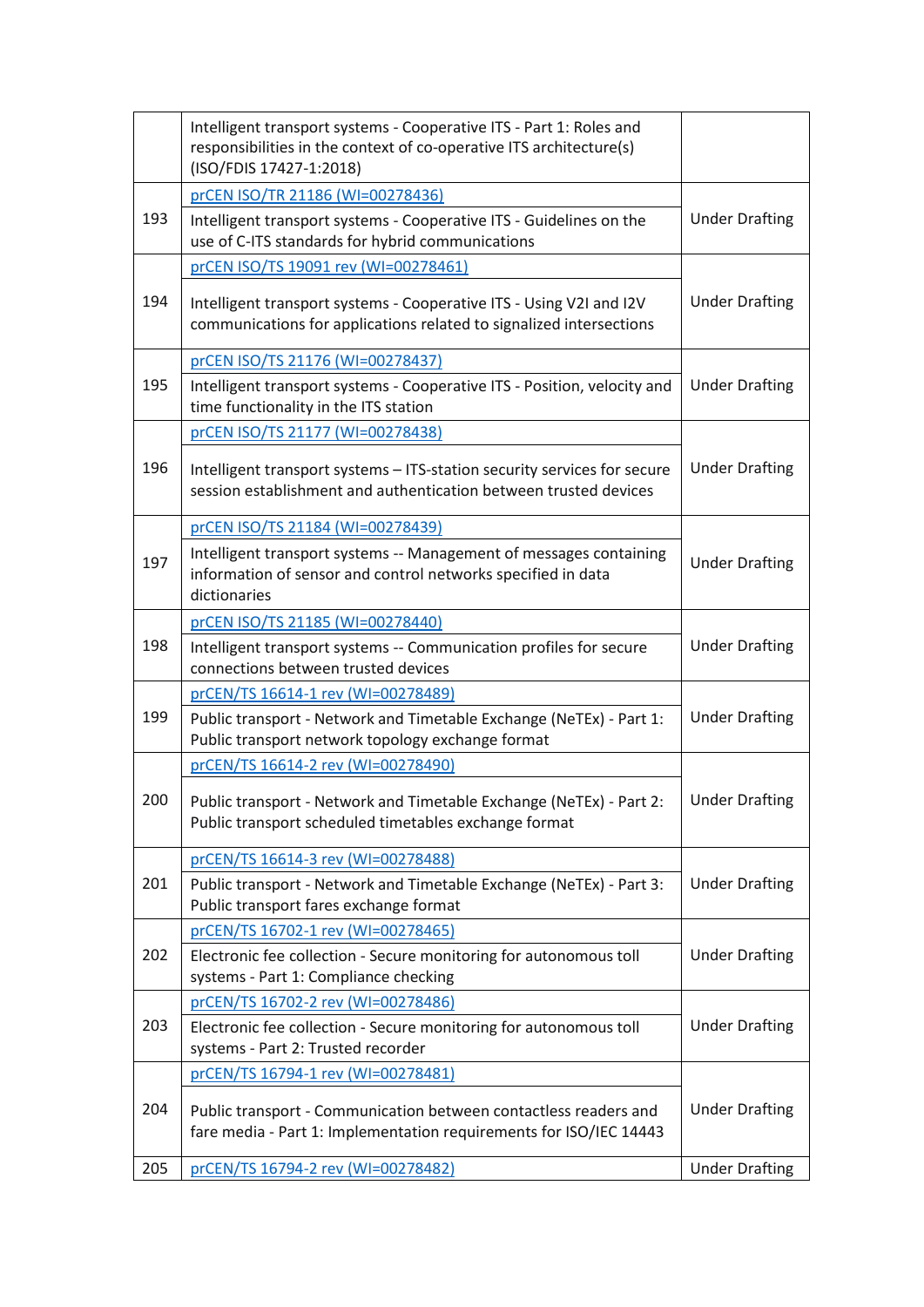| | | |
|---|---|---|
| | Intelligent transport systems - Cooperative ITS - Part 1: Roles and responsibilities in the context of co-operative ITS architecture(s) (ISO/FDIS 17427-1:2018) | |
| 193 | prCEN ISO/TR 21186 (WI=00278436)<br>Intelligent transport systems - Cooperative ITS - Guidelines on the use of C-ITS standards for hybrid communications | Under Drafting |
| 194 | prCEN ISO/TS 19091 rev (WI=00278461)<br>Intelligent transport systems - Cooperative ITS - Using V2I and I2V communications for applications related to signalized intersections | Under Drafting |
| 195 | prCEN ISO/TS 21176 (WI=00278437)<br>Intelligent transport systems - Cooperative ITS - Position, velocity and time functionality in the ITS station | Under Drafting |
| 196 | prCEN ISO/TS 21177 (WI=00278438)<br>Intelligent transport systems – ITS-station security services for secure session establishment and authentication between trusted devices | Under Drafting |
| 197 | prCEN ISO/TS 21184 (WI=00278439)<br>Intelligent transport systems -- Management of messages containing information of sensor and control networks specified in data dictionaries | Under Drafting |
| 198 | prCEN ISO/TS 21185 (WI=00278440)<br>Intelligent transport systems -- Communication profiles for secure connections between trusted devices | Under Drafting |
| 199 | prCEN/TS 16614-1 rev (WI=00278489)<br>Public transport - Network and Timetable Exchange (NeTEx) - Part 1: Public transport network topology exchange format | Under Drafting |
| 200 | prCEN/TS 16614-2 rev (WI=00278490)<br>Public transport - Network and Timetable Exchange (NeTEx) - Part 2: Public transport scheduled timetables exchange format | Under Drafting |
| 201 | prCEN/TS 16614-3 rev (WI=00278488)<br>Public transport - Network and Timetable Exchange (NeTEx) - Part 3: Public transport fares exchange format | Under Drafting |
| 202 | prCEN/TS 16702-1 rev (WI=00278465)<br>Electronic fee collection - Secure monitoring for autonomous toll systems - Part 1: Compliance checking | Under Drafting |
| 203 | prCEN/TS 16702-2 rev (WI=00278486)<br>Electronic fee collection - Secure monitoring for autonomous toll systems - Part 2: Trusted recorder | Under Drafting |
| 204 | prCEN/TS 16794-1 rev (WI=00278481)<br>Public transport - Communication between contactless readers and fare media - Part 1: Implementation requirements for ISO/IEC 14443 | Under Drafting |
| 205 | prCEN/TS 16794-2 rev (WI=00278482) | Under Drafting |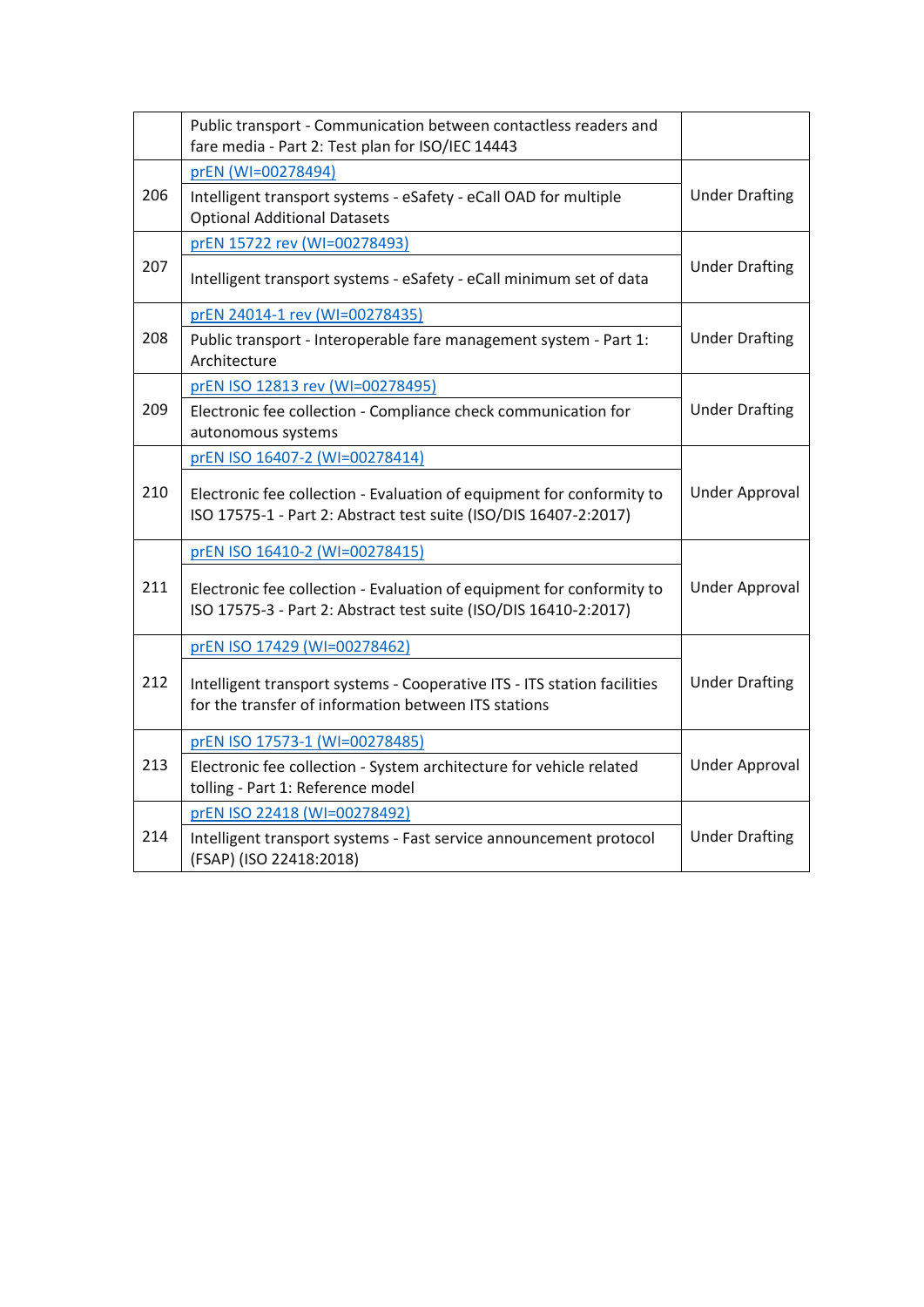| | | |
|---|---|---|
| | Public transport - Communication between contactless readers and fare media - Part 2: Test plan for ISO/IEC 14443 | |
| 206 | prEN (WI=00278494)<br>Intelligent transport systems - eSafety - eCall OAD for multiple Optional Additional Datasets | Under Drafting |
| 207 | prEN 15722 rev (WI=00278493)<br>Intelligent transport systems - eSafety - eCall minimum set of data | Under Drafting |
| 208 | prEN 24014-1 rev (WI=00278435)<br>Public transport - Interoperable fare management system - Part 1: Architecture | Under Drafting |
| 209 | prEN ISO 12813 rev (WI=00278495)<br>Electronic fee collection - Compliance check communication for autonomous systems | Under Drafting |
| 210 | prEN ISO 16407-2 (WI=00278414)<br>Electronic fee collection - Evaluation of equipment for conformity to ISO 17575-1 - Part 2: Abstract test suite (ISO/DIS 16407-2:2017) | Under Approval |
| 211 | prEN ISO 16410-2 (WI=00278415)<br>Electronic fee collection - Evaluation of equipment for conformity to ISO 17575-3 - Part 2: Abstract test suite (ISO/DIS 16410-2:2017) | Under Approval |
| 212 | prEN ISO 17429 (WI=00278462)<br>Intelligent transport systems - Cooperative ITS - ITS station facilities for the transfer of information between ITS stations | Under Drafting |
| 213 | prEN ISO 17573-1 (WI=00278485)<br>Electronic fee collection - System architecture for vehicle related tolling - Part 1: Reference model | Under Approval |
| 214 | prEN ISO 22418 (WI=00278492)<br>Intelligent transport systems - Fast service announcement protocol (FSAP) (ISO 22418:2018) | Under Drafting |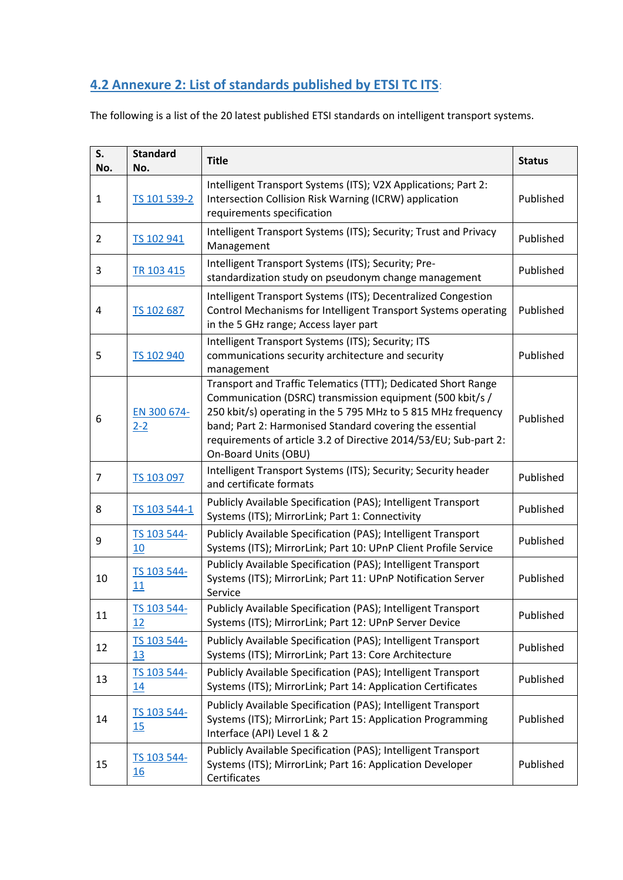## 4.2 Annexure 2: List of standards published by ETSI TC ITS:

The following is a list of the 20 latest published ETSI standards on intelligent transport systems.

| S. No. | Standard No. | Title | Status |
|---|---|---|---|
| 1 | TS 101 539-2 | Intelligent Transport Systems (ITS); V2X Applications; Part 2: Intersection Collision Risk Warning (ICRW) application requirements specification | Published |
| 2 | TS 102 941 | Intelligent Transport Systems (ITS); Security; Trust and Privacy Management | Published |
| 3 | TR 103 415 | Intelligent Transport Systems (ITS); Security; Pre-standardization study on pseudonym change management | Published |
| 4 | TS 102 687 | Intelligent Transport Systems (ITS); Decentralized Congestion Control Mechanisms for Intelligent Transport Systems operating in the 5 GHz range; Access layer part | Published |
| 5 | TS 102 940 | Intelligent Transport Systems (ITS); Security; ITS communications security architecture and security management | Published |
| 6 | EN 300 674-2-2 | Transport and Traffic Telematics (TTT); Dedicated Short Range Communication (DSRC) transmission equipment (500 kbit/s / 250 kbit/s) operating in the 5 795 MHz to 5 815 MHz frequency band; Part 2: Harmonised Standard covering the essential requirements of article 3.2 of Directive 2014/53/EU; Sub-part 2: On-Board Units (OBU) | Published |
| 7 | TS 103 097 | Intelligent Transport Systems (ITS); Security; Security header and certificate formats | Published |
| 8 | TS 103 544-1 | Publicly Available Specification (PAS); Intelligent Transport Systems (ITS); MirrorLink; Part 1: Connectivity | Published |
| 9 | TS 103 544-10 | Publicly Available Specification (PAS); Intelligent Transport Systems (ITS); MirrorLink; Part 10: UPnP Client Profile Service | Published |
| 10 | TS 103 544-11 | Publicly Available Specification (PAS); Intelligent Transport Systems (ITS); MirrorLink; Part 11: UPnP Notification Server Service | Published |
| 11 | TS 103 544-12 | Publicly Available Specification (PAS); Intelligent Transport Systems (ITS); MirrorLink; Part 12: UPnP Server Device | Published |
| 12 | TS 103 544-13 | Publicly Available Specification (PAS); Intelligent Transport Systems (ITS); MirrorLink; Part 13: Core Architecture | Published |
| 13 | TS 103 544-14 | Publicly Available Specification (PAS); Intelligent Transport Systems (ITS); MirrorLink; Part 14: Application Certificates | Published |
| 14 | TS 103 544-15 | Publicly Available Specification (PAS); Intelligent Transport Systems (ITS); MirrorLink; Part 15: Application Programming Interface (API) Level 1 & 2 | Published |
| 15 | TS 103 544-16 | Publicly Available Specification (PAS); Intelligent Transport Systems (ITS); MirrorLink; Part 16: Application Developer Certificates | Published |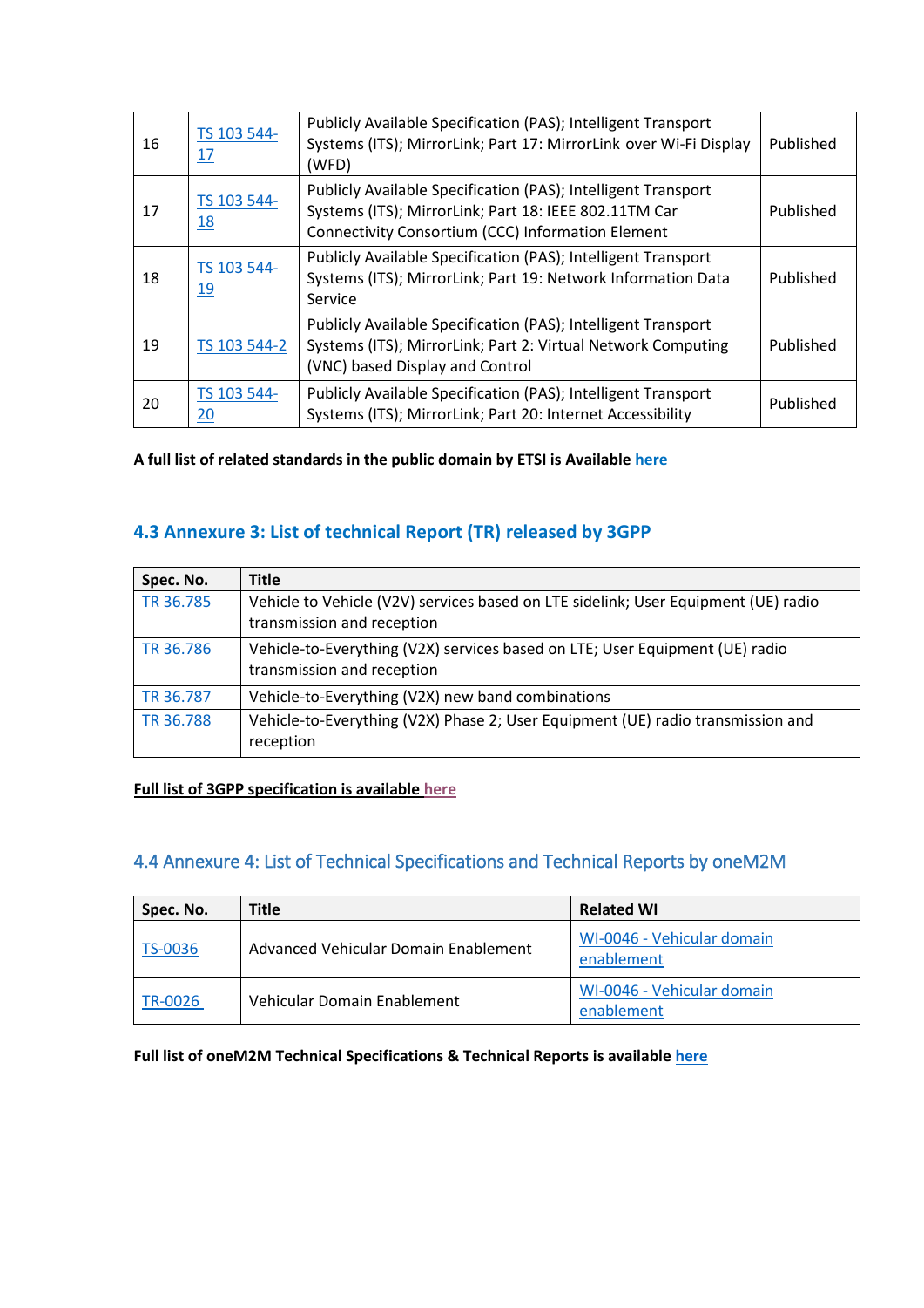| | | | |
|---|---|---|---|
| 16 | TS 103 544-17 | Publicly Available Specification (PAS); Intelligent Transport Systems (ITS); MirrorLink; Part 17: MirrorLink over Wi-Fi Display (WFD) | Published |
| 17 | TS 103 544-18 | Publicly Available Specification (PAS); Intelligent Transport Systems (ITS); MirrorLink; Part 18: IEEE 802.11TM Car Connectivity Consortium (CCC) Information Element | Published |
| 18 | TS 103 544-19 | Publicly Available Specification (PAS); Intelligent Transport Systems (ITS); MirrorLink; Part 19: Network Information Data Service | Published |
| 19 | TS 103 544-2 | Publicly Available Specification (PAS); Intelligent Transport Systems (ITS); MirrorLink; Part 2: Virtual Network Computing (VNC) based Display and Control | Published |
| 20 | TS 103 544-20 | Publicly Available Specification (PAS); Intelligent Transport Systems (ITS); MirrorLink; Part 20: Internet Accessibility | Published |

**A full list of related standards in the public domain by ETSI is Available here**

## 4.3 Annexure 3: List of technical Report (TR) released by 3GPP

| Spec. No. | Title |
|---|---|
| TR 36.785 | Vehicle to Vehicle (V2V) services based on LTE sidelink; User Equipment (UE) radio transmission and reception |
| TR 36.786 | Vehicle-to-Everything (V2X) services based on LTE; User Equipment (UE) radio transmission and reception |
| TR 36.787 | Vehicle-to-Everything (V2X) new band combinations |
| TR 36.788 | Vehicle-to-Everything (V2X) Phase 2; User Equipment (UE) radio transmission and reception |

**Full list of 3GPP specification is available here**

## 4.4 Annexure 4: List of Technical Specifications and Technical Reports by oneM2M

| Spec. No. | Title | Related WI |
|---|---|---|
| TS-0036 | Advanced Vehicular Domain Enablement | WI-0046 - Vehicular domain enablement |
| TR-0026 | Vehicular Domain Enablement | WI-0046 - Vehicular domain enablement |

**Full list of oneM2M Technical Specifications & Technical Reports is available here**